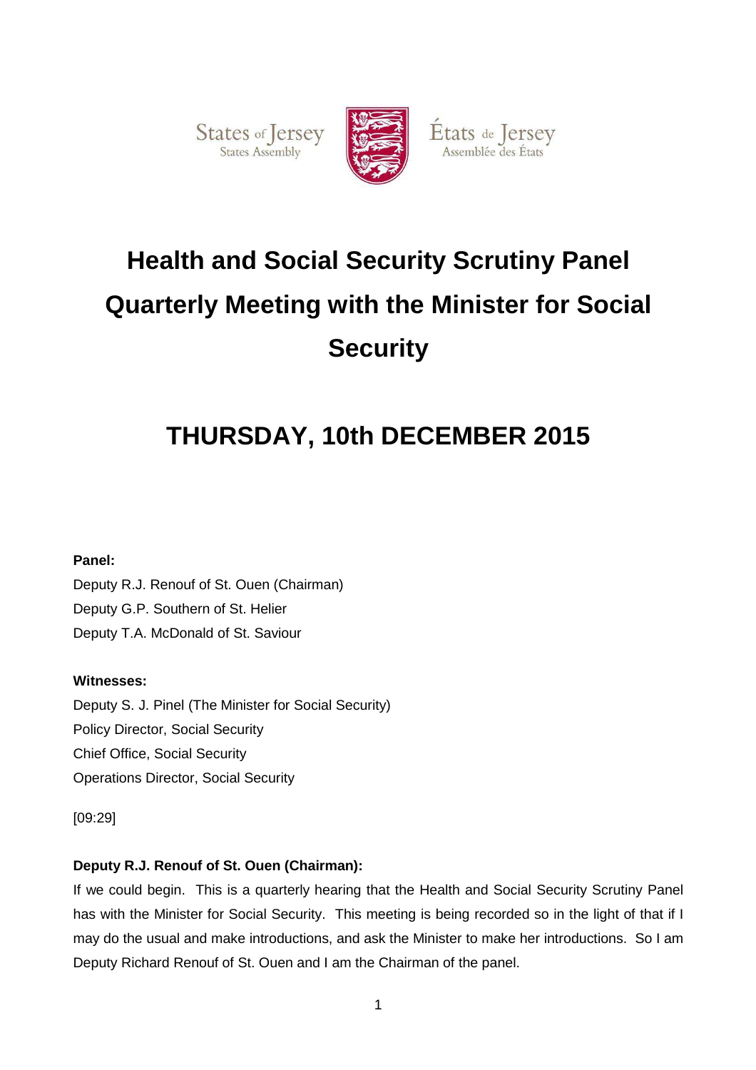States of Jersey
States Assembly

États de Jersey
Assemblée des États

# Health and Social Security Scrutiny Panel Quarterly Meeting with the Minister for Social Security

# THURSDAY, 10th DECEMBER 2015

**Panel:**

Deputy R.J. Renouf of St. Ouen (Chairman)
Deputy G.P. Southern of St. Helier
Deputy T.A. McDonald of St. Saviour

**Witnesses:**

Deputy S. J. Pinel (The Minister for Social Security)
Policy Director, Social Security
Chief Office, Social Security
Operations Director, Social Security

[09:29]

**Deputy R.J. Renouf of St. Ouen (Chairman):**

If we could begin. This is a quarterly hearing that the Health and Social Security Scrutiny Panel has with the Minister for Social Security. This meeting is being recorded so in the light of that if I may do the usual and make introductions, and ask the Minister to make her introductions. So I am Deputy Richard Renouf of St. Ouen and I am the Chairman of the panel.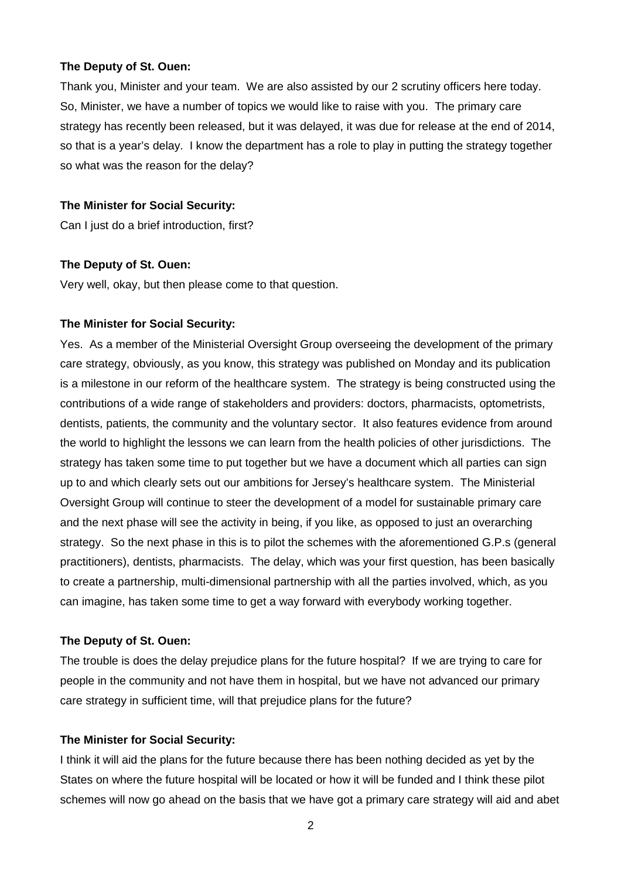**The Deputy of St. Ouen:**

Thank you, Minister and your team. We are also assisted by our 2 scrutiny officers here today. So, Minister, we have a number of topics we would like to raise with you. The primary care strategy has recently been released, but it was delayed, it was due for release at the end of 2014, so that is a year's delay. I know the department has a role to play in putting the strategy together so what was the reason for the delay?

**The Minister for Social Security:**

Can I just do a brief introduction, first?

**The Deputy of St. Ouen:**

Very well, okay, but then please come to that question.

**The Minister for Social Security:**

Yes. As a member of the Ministerial Oversight Group overseeing the development of the primary care strategy, obviously, as you know, this strategy was published on Monday and its publication is a milestone in our reform of the healthcare system. The strategy is being constructed using the contributions of a wide range of stakeholders and providers: doctors, pharmacists, optometrists, dentists, patients, the community and the voluntary sector. It also features evidence from around the world to highlight the lessons we can learn from the health policies of other jurisdictions. The strategy has taken some time to put together but we have a document which all parties can sign up to and which clearly sets out our ambitions for Jersey's healthcare system. The Ministerial Oversight Group will continue to steer the development of a model for sustainable primary care and the next phase will see the activity in being, if you like, as opposed to just an overarching strategy. So the next phase in this is to pilot the schemes with the aforementioned G.P.s (general practitioners), dentists, pharmacists. The delay, which was your first question, has been basically to create a partnership, multi-dimensional partnership with all the parties involved, which, as you can imagine, has taken some time to get a way forward with everybody working together.

**The Deputy of St. Ouen:**

The trouble is does the delay prejudice plans for the future hospital? If we are trying to care for people in the community and not have them in hospital, but we have not advanced our primary care strategy in sufficient time, will that prejudice plans for the future?

**The Minister for Social Security:**

I think it will aid the plans for the future because there has been nothing decided as yet by the States on where the future hospital will be located or how it will be funded and I think these pilot schemes will now go ahead on the basis that we have got a primary care strategy will aid and abet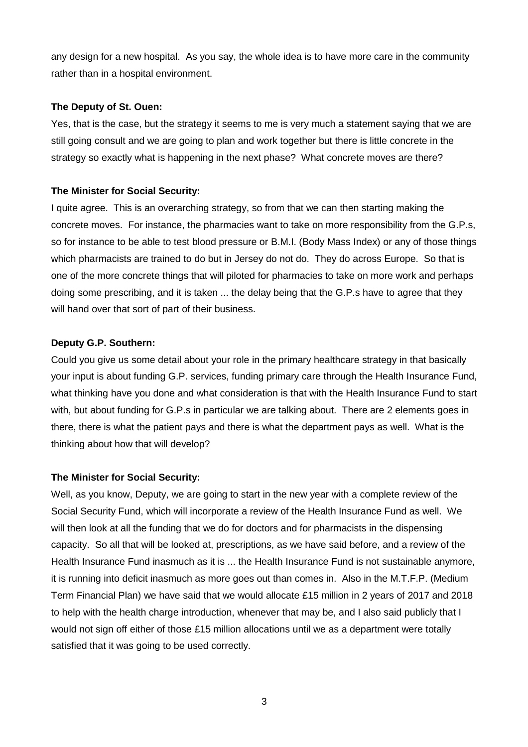any design for a new hospital. As you say, the whole idea is to have more care in the community rather than in a hospital environment.

**The Deputy of St. Ouen:**

Yes, that is the case, but the strategy it seems to me is very much a statement saying that we are still going consult and we are going to plan and work together but there is little concrete in the strategy so exactly what is happening in the next phase? What concrete moves are there?

**The Minister for Social Security:**

I quite agree. This is an overarching strategy, so from that we can then starting making the concrete moves. For instance, the pharmacies want to take on more responsibility from the G.P.s, so for instance to be able to test blood pressure or B.M.I. (Body Mass Index) or any of those things which pharmacists are trained to do but in Jersey do not do. They do across Europe. So that is one of the more concrete things that will piloted for pharmacies to take on more work and perhaps doing some prescribing, and it is taken ... the delay being that the G.P.s have to agree that they will hand over that sort of part of their business.

**Deputy G.P. Southern:**

Could you give us some detail about your role in the primary healthcare strategy in that basically your input is about funding G.P. services, funding primary care through the Health Insurance Fund, what thinking have you done and what consideration is that with the Health Insurance Fund to start with, but about funding for G.P.s in particular we are talking about. There are 2 elements goes in there, there is what the patient pays and there is what the department pays as well. What is the thinking about how that will develop?

**The Minister for Social Security:**

Well, as you know, Deputy, we are going to start in the new year with a complete review of the Social Security Fund, which will incorporate a review of the Health Insurance Fund as well. We will then look at all the funding that we do for doctors and for pharmacists in the dispensing capacity. So all that will be looked at, prescriptions, as we have said before, and a review of the Health Insurance Fund inasmuch as it is ... the Health Insurance Fund is not sustainable anymore, it is running into deficit inasmuch as more goes out than comes in. Also in the M.T.F.P. (Medium Term Financial Plan) we have said that we would allocate £15 million in 2 years of 2017 and 2018 to help with the health charge introduction, whenever that may be, and I also said publicly that I would not sign off either of those £15 million allocations until we as a department were totally satisfied that it was going to be used correctly.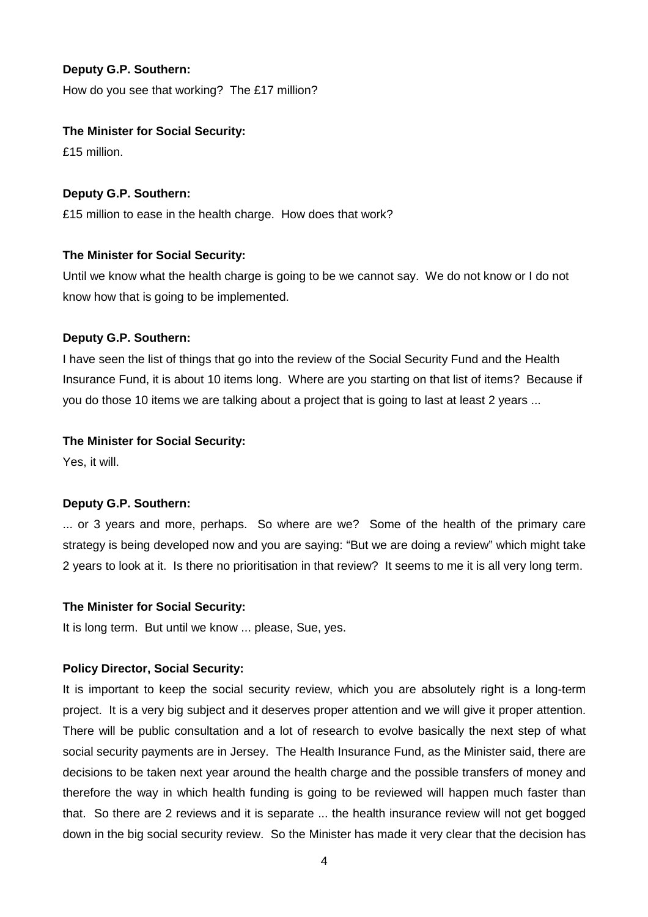**Deputy G.P. Southern:**

How do you see that working? The £17 million?

**The Minister for Social Security:**

£15 million.

**Deputy G.P. Southern:**

£15 million to ease in the health charge. How does that work?

**The Minister for Social Security:**

Until we know what the health charge is going to be we cannot say. We do not know or I do not know how that is going to be implemented.

**Deputy G.P. Southern:**

I have seen the list of things that go into the review of the Social Security Fund and the Health Insurance Fund, it is about 10 items long. Where are you starting on that list of items? Because if you do those 10 items we are talking about a project that is going to last at least 2 years ...

**The Minister for Social Security:**

Yes, it will.

**Deputy G.P. Southern:**

... or 3 years and more, perhaps. So where are we? Some of the health of the primary care strategy is being developed now and you are saying: "But we are doing a review" which might take 2 years to look at it. Is there no prioritisation in that review? It seems to me it is all very long term.

**The Minister for Social Security:**

It is long term. But until we know ... please, Sue, yes.

**Policy Director, Social Security:**

It is important to keep the social security review, which you are absolutely right is a long-term project. It is a very big subject and it deserves proper attention and we will give it proper attention. There will be public consultation and a lot of research to evolve basically the next step of what social security payments are in Jersey. The Health Insurance Fund, as the Minister said, there are decisions to be taken next year around the health charge and the possible transfers of money and therefore the way in which health funding is going to be reviewed will happen much faster than that. So there are 2 reviews and it is separate ... the health insurance review will not get bogged down in the big social security review. So the Minister has made it very clear that the decision has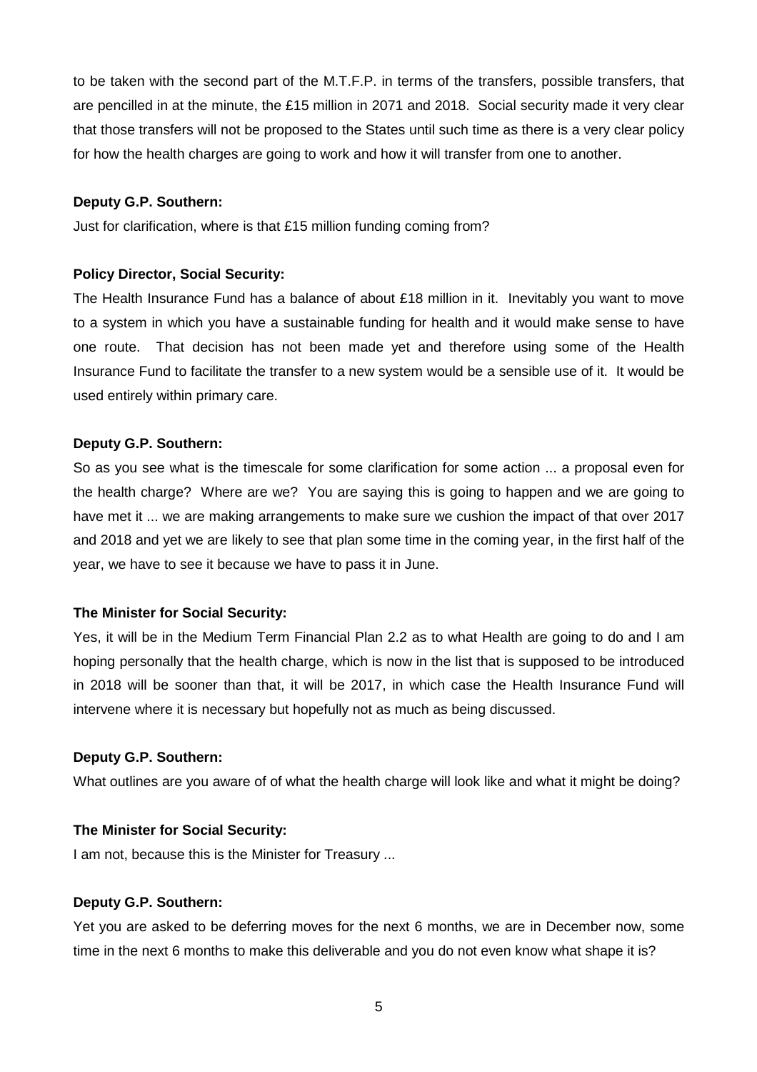to be taken with the second part of the M.T.F.P. in terms of the transfers, possible transfers, that are pencilled in at the minute, the £15 million in 2071 and 2018. Social security made it very clear that those transfers will not be proposed to the States until such time as there is a very clear policy for how the health charges are going to work and how it will transfer from one to another.

**Deputy G.P. Southern:**

Just for clarification, where is that £15 million funding coming from?

**Policy Director, Social Security:**

The Health Insurance Fund has a balance of about £18 million in it. Inevitably you want to move to a system in which you have a sustainable funding for health and it would make sense to have one route. That decision has not been made yet and therefore using some of the Health Insurance Fund to facilitate the transfer to a new system would be a sensible use of it. It would be used entirely within primary care.

**Deputy G.P. Southern:**

So as you see what is the timescale for some clarification for some action ... a proposal even for the health charge? Where are we? You are saying this is going to happen and we are going to have met it ... we are making arrangements to make sure we cushion the impact of that over 2017 and 2018 and yet we are likely to see that plan some time in the coming year, in the first half of the year, we have to see it because we have to pass it in June.

**The Minister for Social Security:**

Yes, it will be in the Medium Term Financial Plan 2.2 as to what Health are going to do and I am hoping personally that the health charge, which is now in the list that is supposed to be introduced in 2018 will be sooner than that, it will be 2017, in which case the Health Insurance Fund will intervene where it is necessary but hopefully not as much as being discussed.

**Deputy G.P. Southern:**

What outlines are you aware of of what the health charge will look like and what it might be doing?

**The Minister for Social Security:**

I am not, because this is the Minister for Treasury ...

**Deputy G.P. Southern:**

Yet you are asked to be deferring moves for the next 6 months, we are in December now, some time in the next 6 months to make this deliverable and you do not even know what shape it is?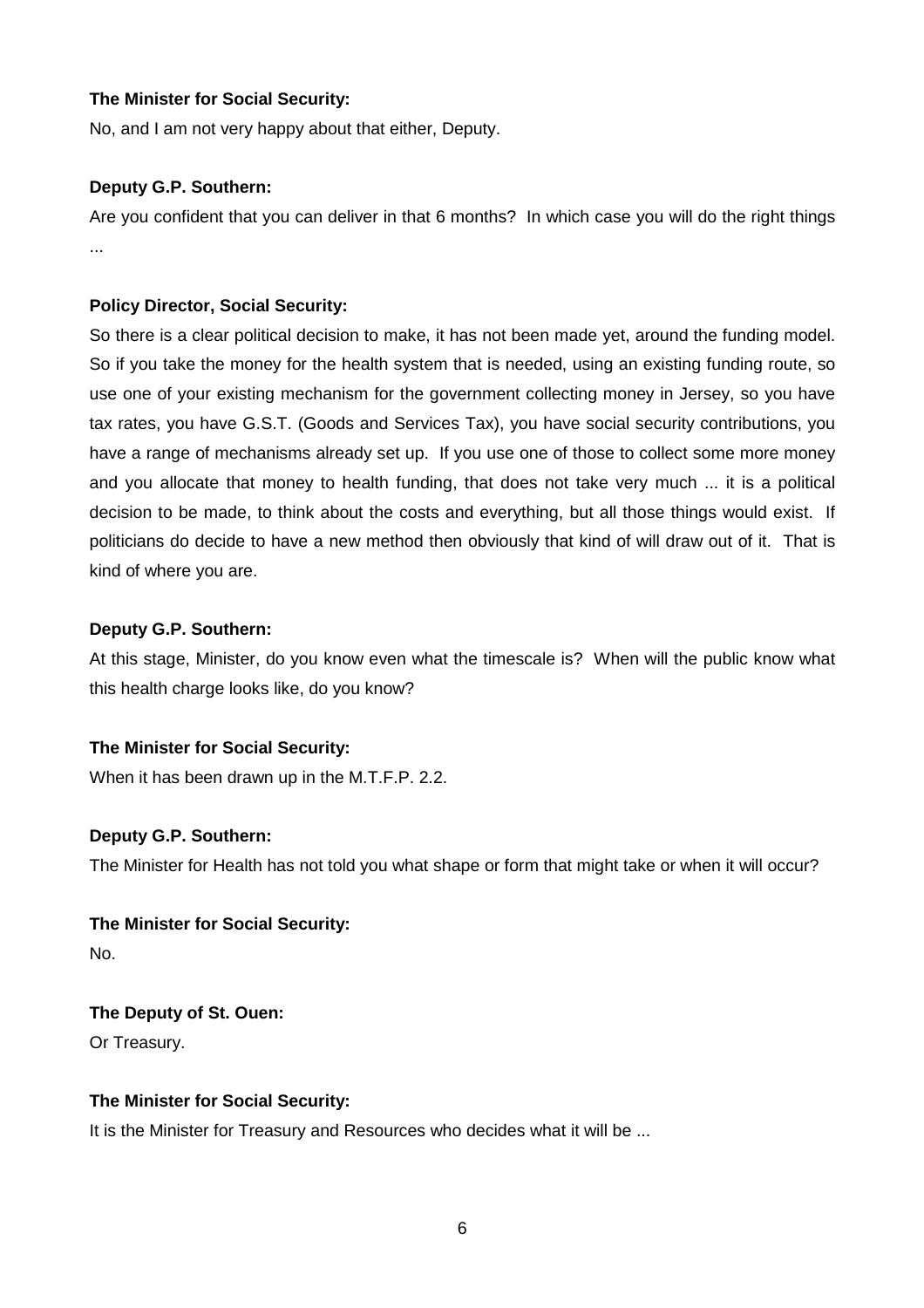**The Minister for Social Security:**

No, and I am not very happy about that either, Deputy.

**Deputy G.P. Southern:**

Are you confident that you can deliver in that 6 months? In which case you will do the right things ...

**Policy Director, Social Security:**

So there is a clear political decision to make, it has not been made yet, around the funding model. So if you take the money for the health system that is needed, using an existing funding route, so use one of your existing mechanism for the government collecting money in Jersey, so you have tax rates, you have G.S.T. (Goods and Services Tax), you have social security contributions, you have a range of mechanisms already set up. If you use one of those to collect some more money and you allocate that money to health funding, that does not take very much ... it is a political decision to be made, to think about the costs and everything, but all those things would exist. If politicians do decide to have a new method then obviously that kind of will draw out of it. That is kind of where you are.

**Deputy G.P. Southern:**

At this stage, Minister, do you know even what the timescale is? When will the public know what this health charge looks like, do you know?

**The Minister for Social Security:**

When it has been drawn up in the M.T.F.P. 2.2.

**Deputy G.P. Southern:**

The Minister for Health has not told you what shape or form that might take or when it will occur?

**The Minister for Social Security:**

No.

**The Deputy of St. Ouen:**

Or Treasury.

**The Minister for Social Security:**

It is the Minister for Treasury and Resources who decides what it will be ...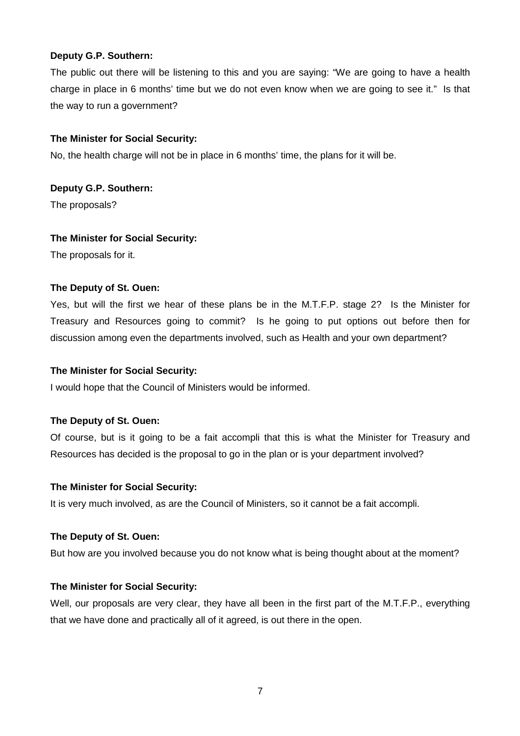**Deputy G.P. Southern:**

The public out there will be listening to this and you are saying: "We are going to have a health charge in place in 6 months' time but we do not even know when we are going to see it." Is that the way to run a government?

**The Minister for Social Security:**

No, the health charge will not be in place in 6 months' time, the plans for it will be.

**Deputy G.P. Southern:**

The proposals?

**The Minister for Social Security:**

The proposals for it.

**The Deputy of St. Ouen:**

Yes, but will the first we hear of these plans be in the M.T.F.P. stage 2? Is the Minister for Treasury and Resources going to commit? Is he going to put options out before then for discussion among even the departments involved, such as Health and your own department?

**The Minister for Social Security:**

I would hope that the Council of Ministers would be informed.

**The Deputy of St. Ouen:**

Of course, but is it going to be a fait accompli that this is what the Minister for Treasury and Resources has decided is the proposal to go in the plan or is your department involved?

**The Minister for Social Security:**

It is very much involved, as are the Council of Ministers, so it cannot be a fait accompli.

**The Deputy of St. Ouen:**

But how are you involved because you do not know what is being thought about at the moment?

**The Minister for Social Security:**

Well, our proposals are very clear, they have all been in the first part of the M.T.F.P., everything that we have done and practically all of it agreed, is out there in the open.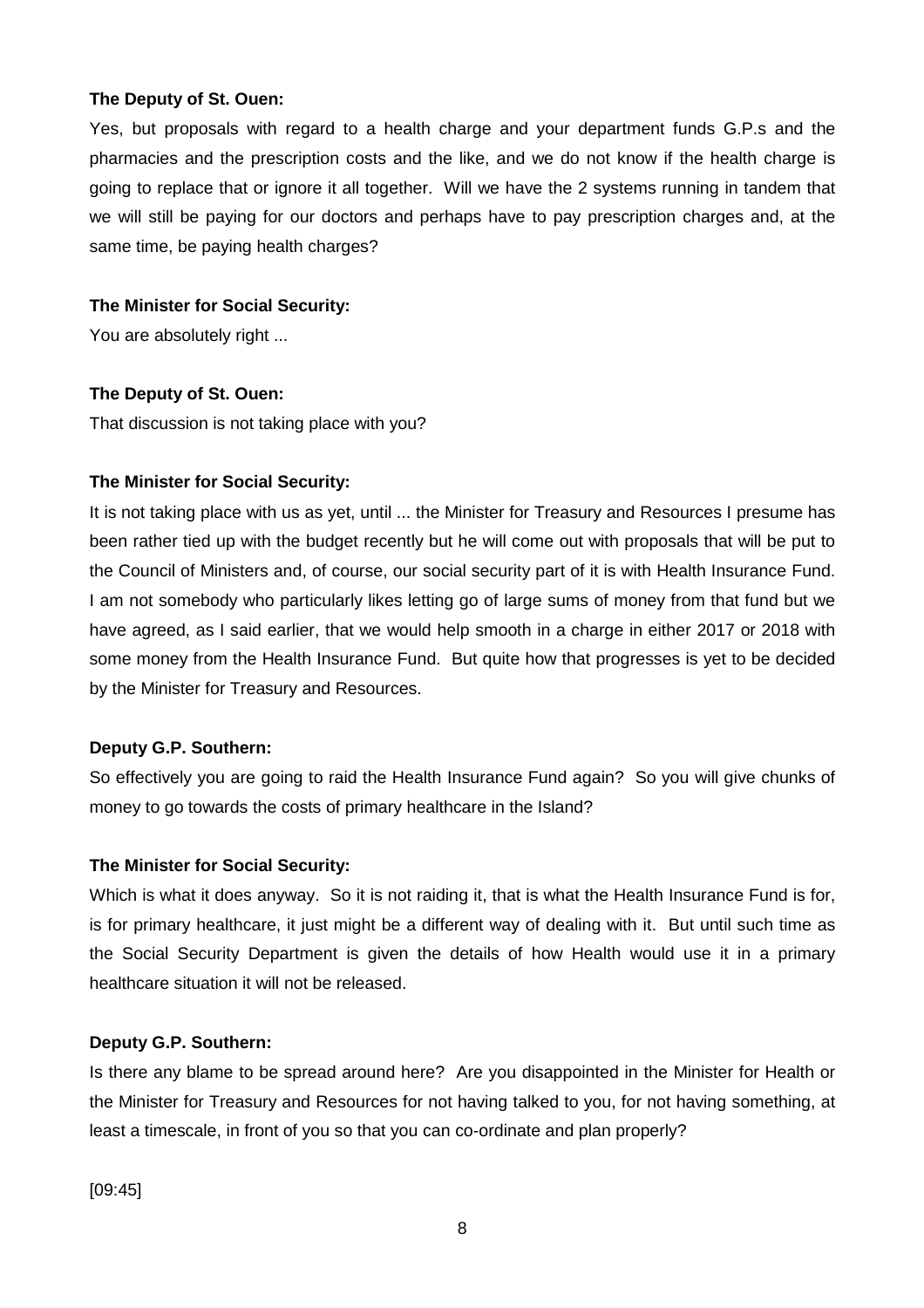**The Deputy of St. Ouen:**

Yes, but proposals with regard to a health charge and your department funds G.P.s and the pharmacies and the prescription costs and the like, and we do not know if the health charge is going to replace that or ignore it all together. Will we have the 2 systems running in tandem that we will still be paying for our doctors and perhaps have to pay prescription charges and, at the same time, be paying health charges?

**The Minister for Social Security:**

You are absolutely right ...

**The Deputy of St. Ouen:**

That discussion is not taking place with you?

**The Minister for Social Security:**

It is not taking place with us as yet, until ... the Minister for Treasury and Resources I presume has been rather tied up with the budget recently but he will come out with proposals that will be put to the Council of Ministers and, of course, our social security part of it is with Health Insurance Fund. I am not somebody who particularly likes letting go of large sums of money from that fund but we have agreed, as I said earlier, that we would help smooth in a charge in either 2017 or 2018 with some money from the Health Insurance Fund. But quite how that progresses is yet to be decided by the Minister for Treasury and Resources.

**Deputy G.P. Southern:**

So effectively you are going to raid the Health Insurance Fund again? So you will give chunks of money to go towards the costs of primary healthcare in the Island?

**The Minister for Social Security:**

Which is what it does anyway. So it is not raiding it, that is what the Health Insurance Fund is for, is for primary healthcare, it just might be a different way of dealing with it. But until such time as the Social Security Department is given the details of how Health would use it in a primary healthcare situation it will not be released.

**Deputy G.P. Southern:**

Is there any blame to be spread around here? Are you disappointed in the Minister for Health or the Minister for Treasury and Resources for not having talked to you, for not having something, at least a timescale, in front of you so that you can co-ordinate and plan properly?

[09:45]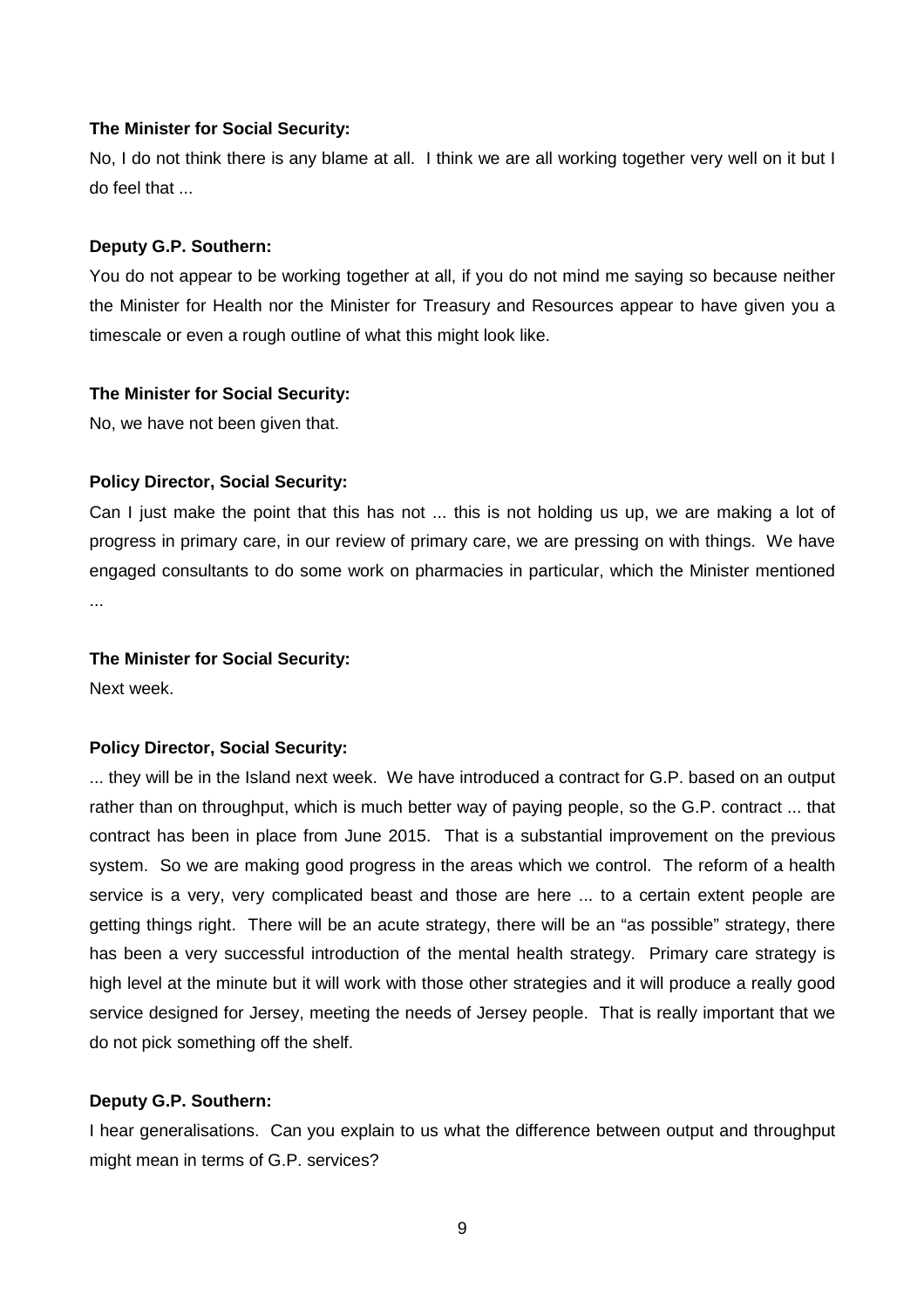**The Minister for Social Security:**

No, I do not think there is any blame at all. I think we are all working together very well on it but I do feel that ...

**Deputy G.P. Southern:**

You do not appear to be working together at all, if you do not mind me saying so because neither the Minister for Health nor the Minister for Treasury and Resources appear to have given you a timescale or even a rough outline of what this might look like.

**The Minister for Social Security:**

No, we have not been given that.

**Policy Director, Social Security:**

Can I just make the point that this has not ... this is not holding us up, we are making a lot of progress in primary care, in our review of primary care, we are pressing on with things. We have engaged consultants to do some work on pharmacies in particular, which the Minister mentioned ...

**The Minister for Social Security:**

Next week.

**Policy Director, Social Security:**

... they will be in the Island next week. We have introduced a contract for G.P. based on an output rather than on throughput, which is much better way of paying people, so the G.P. contract ... that contract has been in place from June 2015. That is a substantial improvement on the previous system. So we are making good progress in the areas which we control. The reform of a health service is a very, very complicated beast and those are here ... to a certain extent people are getting things right. There will be an acute strategy, there will be an "as possible" strategy, there has been a very successful introduction of the mental health strategy. Primary care strategy is high level at the minute but it will work with those other strategies and it will produce a really good service designed for Jersey, meeting the needs of Jersey people. That is really important that we do not pick something off the shelf.

**Deputy G.P. Southern:**

I hear generalisations. Can you explain to us what the difference between output and throughput might mean in terms of G.P. services?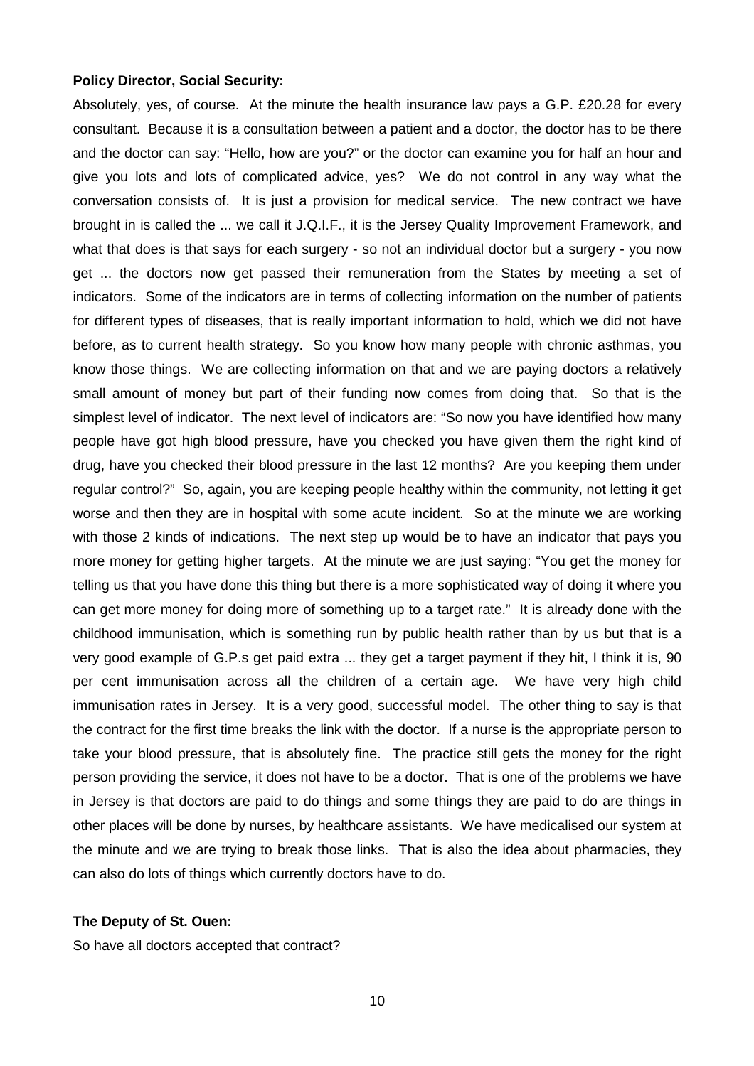**Policy Director, Social Security:**

Absolutely, yes, of course. At the minute the health insurance law pays a G.P. £20.28 for every consultant. Because it is a consultation between a patient and a doctor, the doctor has to be there and the doctor can say: "Hello, how are you?" or the doctor can examine you for half an hour and give you lots and lots of complicated advice, yes? We do not control in any way what the conversation consists of. It is just a provision for medical service. The new contract we have brought in is called the ... we call it J.Q.I.F., it is the Jersey Quality Improvement Framework, and what that does is that says for each surgery - so not an individual doctor but a surgery - you now get ... the doctors now get passed their remuneration from the States by meeting a set of indicators. Some of the indicators are in terms of collecting information on the number of patients for different types of diseases, that is really important information to hold, which we did not have before, as to current health strategy. So you know how many people with chronic asthmas, you know those things. We are collecting information on that and we are paying doctors a relatively small amount of money but part of their funding now comes from doing that. So that is the simplest level of indicator. The next level of indicators are: "So now you have identified how many people have got high blood pressure, have you checked you have given them the right kind of drug, have you checked their blood pressure in the last 12 months? Are you keeping them under regular control?" So, again, you are keeping people healthy within the community, not letting it get worse and then they are in hospital with some acute incident. So at the minute we are working with those 2 kinds of indications. The next step up would be to have an indicator that pays you more money for getting higher targets. At the minute we are just saying: "You get the money for telling us that you have done this thing but there is a more sophisticated way of doing it where you can get more money for doing more of something up to a target rate." It is already done with the childhood immunisation, which is something run by public health rather than by us but that is a very good example of G.P.s get paid extra ... they get a target payment if they hit, I think it is, 90 per cent immunisation across all the children of a certain age. We have very high child immunisation rates in Jersey. It is a very good, successful model. The other thing to say is that the contract for the first time breaks the link with the doctor. If a nurse is the appropriate person to take your blood pressure, that is absolutely fine. The practice still gets the money for the right person providing the service, it does not have to be a doctor. That is one of the problems we have in Jersey is that doctors are paid to do things and some things they are paid to do are things in other places will be done by nurses, by healthcare assistants. We have medicalised our system at the minute and we are trying to break those links. That is also the idea about pharmacies, they can also do lots of things which currently doctors have to do.

**The Deputy of St. Ouen:**

So have all doctors accepted that contract?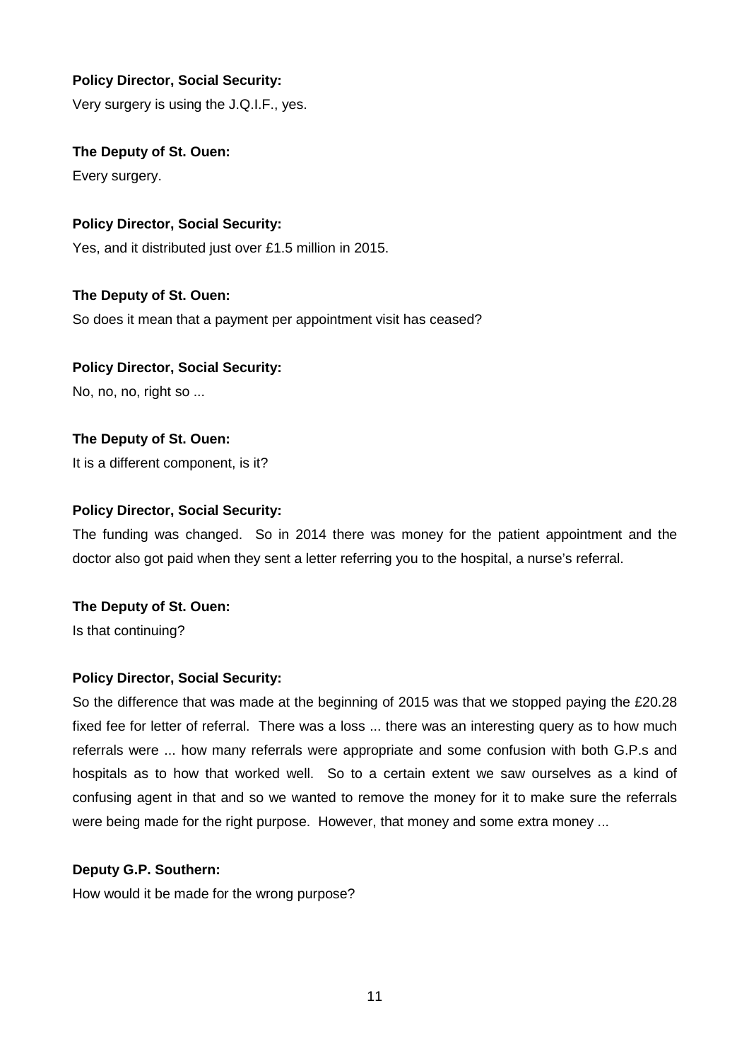**Policy Director, Social Security:**

Very surgery is using the J.Q.I.F., yes.

**The Deputy of St. Ouen:**

Every surgery.

**Policy Director, Social Security:**

Yes, and it distributed just over £1.5 million in 2015.

**The Deputy of St. Ouen:**

So does it mean that a payment per appointment visit has ceased?

**Policy Director, Social Security:**

No, no, no, right so ...

**The Deputy of St. Ouen:**

It is a different component, is it?

**Policy Director, Social Security:**

The funding was changed. So in 2014 there was money for the patient appointment and the doctor also got paid when they sent a letter referring you to the hospital, a nurse's referral.

**The Deputy of St. Ouen:**

Is that continuing?

**Policy Director, Social Security:**

So the difference that was made at the beginning of 2015 was that we stopped paying the £20.28 fixed fee for letter of referral. There was a loss ... there was an interesting query as to how much referrals were ... how many referrals were appropriate and some confusion with both G.P.s and hospitals as to how that worked well. So to a certain extent we saw ourselves as a kind of confusing agent in that and so we wanted to remove the money for it to make sure the referrals were being made for the right purpose. However, that money and some extra money ...

**Deputy G.P. Southern:**

How would it be made for the wrong purpose?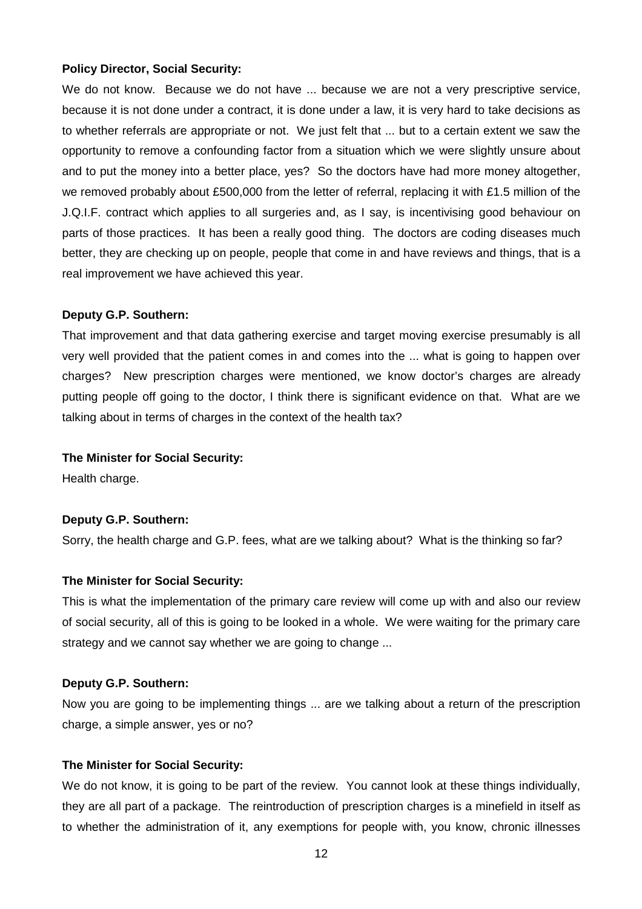**Policy Director, Social Security:**

We do not know. Because we do not have ... because we are not a very prescriptive service, because it is not done under a contract, it is done under a law, it is very hard to take decisions as to whether referrals are appropriate or not. We just felt that ... but to a certain extent we saw the opportunity to remove a confounding factor from a situation which we were slightly unsure about and to put the money into a better place, yes? So the doctors have had more money altogether, we removed probably about £500,000 from the letter of referral, replacing it with £1.5 million of the J.Q.I.F. contract which applies to all surgeries and, as I say, is incentivising good behaviour on parts of those practices. It has been a really good thing. The doctors are coding diseases much better, they are checking up on people, people that come in and have reviews and things, that is a real improvement we have achieved this year.

**Deputy G.P. Southern:**

That improvement and that data gathering exercise and target moving exercise presumably is all very well provided that the patient comes in and comes into the ... what is going to happen over charges? New prescription charges were mentioned, we know doctor's charges are already putting people off going to the doctor, I think there is significant evidence on that. What are we talking about in terms of charges in the context of the health tax?

**The Minister for Social Security:**

Health charge.

**Deputy G.P. Southern:**

Sorry, the health charge and G.P. fees, what are we talking about? What is the thinking so far?

**The Minister for Social Security:**

This is what the implementation of the primary care review will come up with and also our review of social security, all of this is going to be looked in a whole. We were waiting for the primary care strategy and we cannot say whether we are going to change ...

**Deputy G.P. Southern:**

Now you are going to be implementing things ... are we talking about a return of the prescription charge, a simple answer, yes or no?

**The Minister for Social Security:**

We do not know, it is going to be part of the review. You cannot look at these things individually, they are all part of a package. The reintroduction of prescription charges is a minefield in itself as to whether the administration of it, any exemptions for people with, you know, chronic illnesses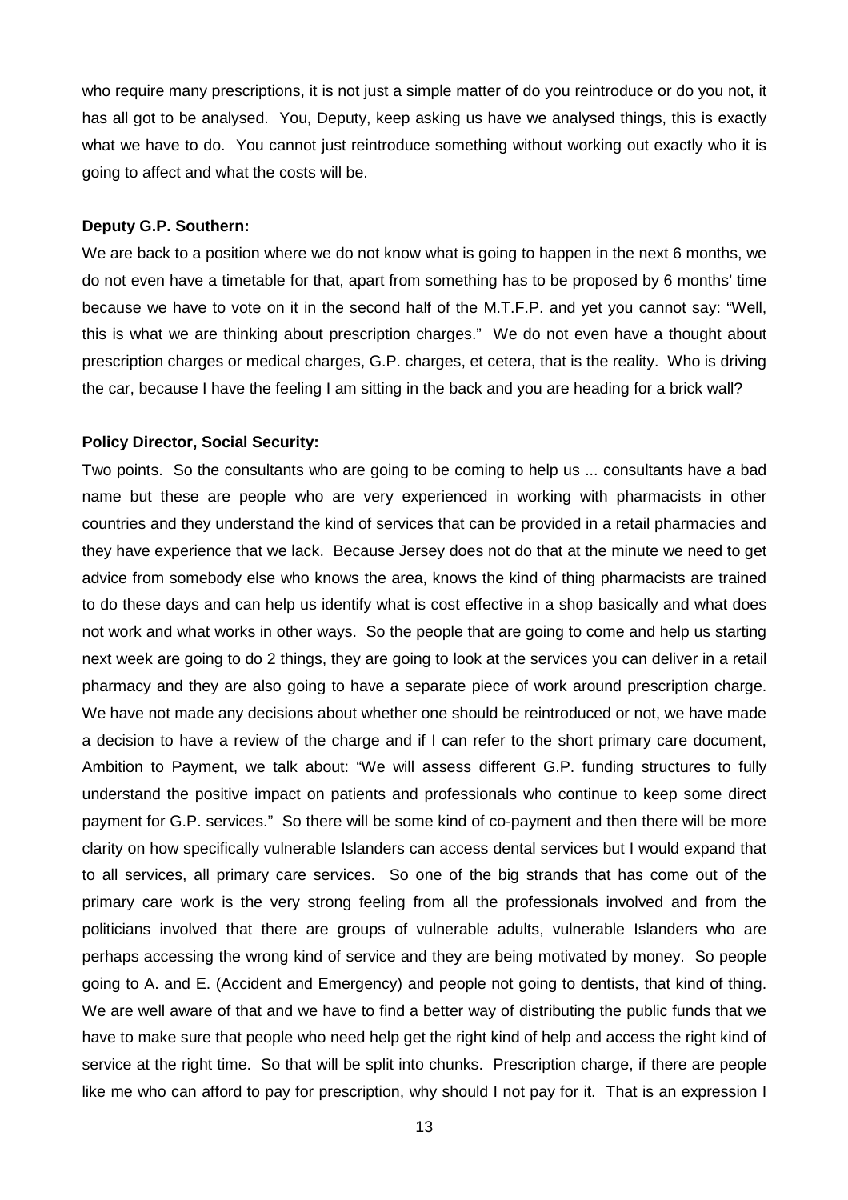who require many prescriptions, it is not just a simple matter of do you reintroduce or do you not, it has all got to be analysed. You, Deputy, keep asking us have we analysed things, this is exactly what we have to do. You cannot just reintroduce something without working out exactly who it is going to affect and what the costs will be.

**Deputy G.P. Southern:**

We are back to a position where we do not know what is going to happen in the next 6 months, we do not even have a timetable for that, apart from something has to be proposed by 6 months' time because we have to vote on it in the second half of the M.T.F.P. and yet you cannot say: "Well, this is what we are thinking about prescription charges." We do not even have a thought about prescription charges or medical charges, G.P. charges, et cetera, that is the reality. Who is driving the car, because I have the feeling I am sitting in the back and you are heading for a brick wall?

**Policy Director, Social Security:**

Two points. So the consultants who are going to be coming to help us ... consultants have a bad name but these are people who are very experienced in working with pharmacists in other countries and they understand the kind of services that can be provided in a retail pharmacies and they have experience that we lack. Because Jersey does not do that at the minute we need to get advice from somebody else who knows the area, knows the kind of thing pharmacists are trained to do these days and can help us identify what is cost effective in a shop basically and what does not work and what works in other ways. So the people that are going to come and help us starting next week are going to do 2 things, they are going to look at the services you can deliver in a retail pharmacy and they are also going to have a separate piece of work around prescription charge. We have not made any decisions about whether one should be reintroduced or not, we have made a decision to have a review of the charge and if I can refer to the short primary care document, Ambition to Payment, we talk about: "We will assess different G.P. funding structures to fully understand the positive impact on patients and professionals who continue to keep some direct payment for G.P. services." So there will be some kind of co-payment and then there will be more clarity on how specifically vulnerable Islanders can access dental services but I would expand that to all services, all primary care services. So one of the big strands that has come out of the primary care work is the very strong feeling from all the professionals involved and from the politicians involved that there are groups of vulnerable adults, vulnerable Islanders who are perhaps accessing the wrong kind of service and they are being motivated by money. So people going to A. and E. (Accident and Emergency) and people not going to dentists, that kind of thing. We are well aware of that and we have to find a better way of distributing the public funds that we have to make sure that people who need help get the right kind of help and access the right kind of service at the right time. So that will be split into chunks. Prescription charge, if there are people like me who can afford to pay for prescription, why should I not pay for it. That is an expression I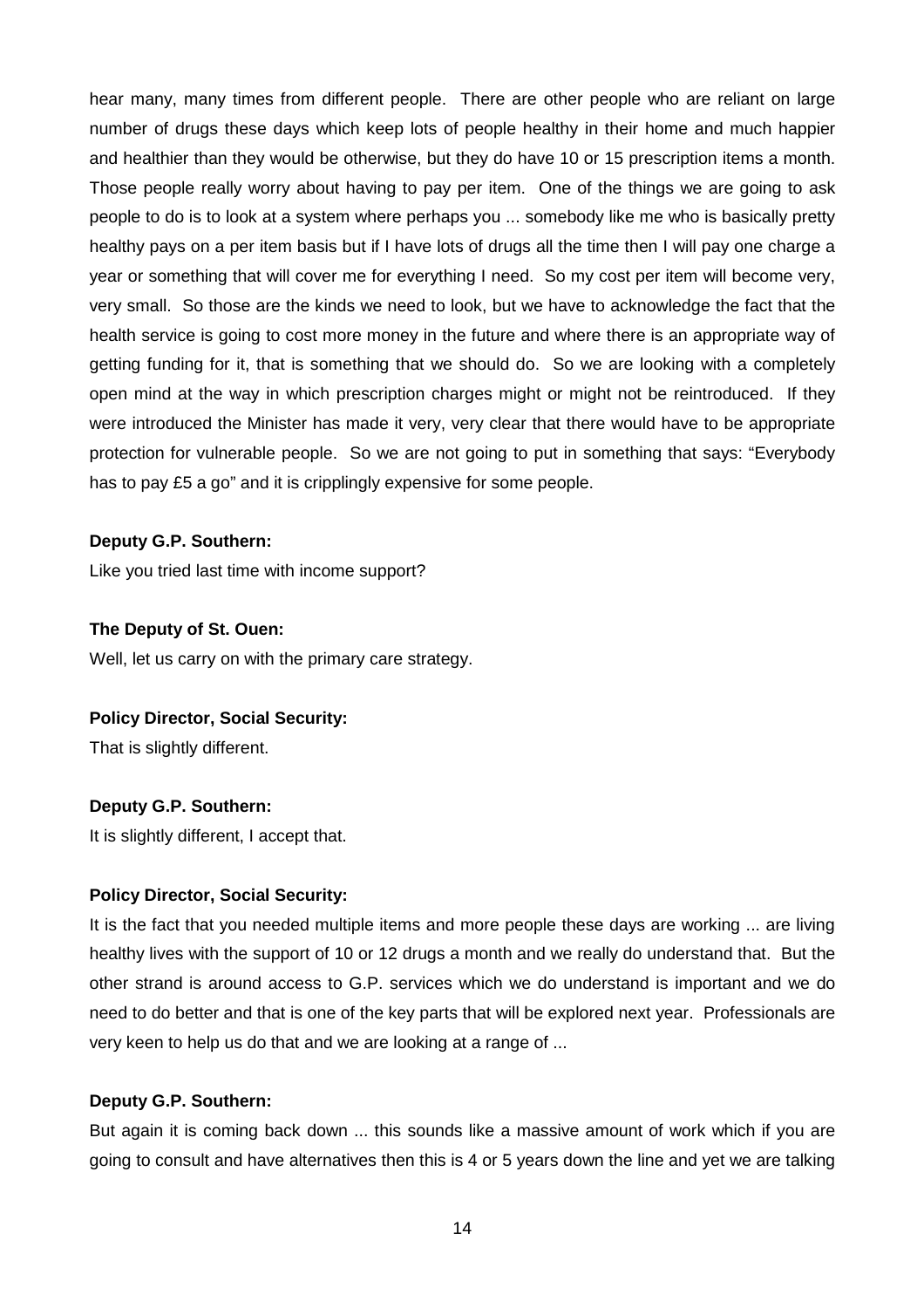hear many, many times from different people. There are other people who are reliant on large number of drugs these days which keep lots of people healthy in their home and much happier and healthier than they would be otherwise, but they do have 10 or 15 prescription items a month. Those people really worry about having to pay per item. One of the things we are going to ask people to do is to look at a system where perhaps you ... somebody like me who is basically pretty healthy pays on a per item basis but if I have lots of drugs all the time then I will pay one charge a year or something that will cover me for everything I need. So my cost per item will become very, very small. So those are the kinds we need to look, but we have to acknowledge the fact that the health service is going to cost more money in the future and where there is an appropriate way of getting funding for it, that is something that we should do. So we are looking with a completely open mind at the way in which prescription charges might or might not be reintroduced. If they were introduced the Minister has made it very, very clear that there would have to be appropriate protection for vulnerable people. So we are not going to put in something that says: "Everybody has to pay £5 a go" and it is cripplingly expensive for some people.

**Deputy G.P. Southern:**

Like you tried last time with income support?

**The Deputy of St. Ouen:**

Well, let us carry on with the primary care strategy.

**Policy Director, Social Security:**

That is slightly different.

**Deputy G.P. Southern:**

It is slightly different, I accept that.

**Policy Director, Social Security:**

It is the fact that you needed multiple items and more people these days are working ... are living healthy lives with the support of 10 or 12 drugs a month and we really do understand that. But the other strand is around access to G.P. services which we do understand is important and we do need to do better and that is one of the key parts that will be explored next year. Professionals are very keen to help us do that and we are looking at a range of ...

**Deputy G.P. Southern:**

But again it is coming back down ... this sounds like a massive amount of work which if you are going to consult and have alternatives then this is 4 or 5 years down the line and yet we are talking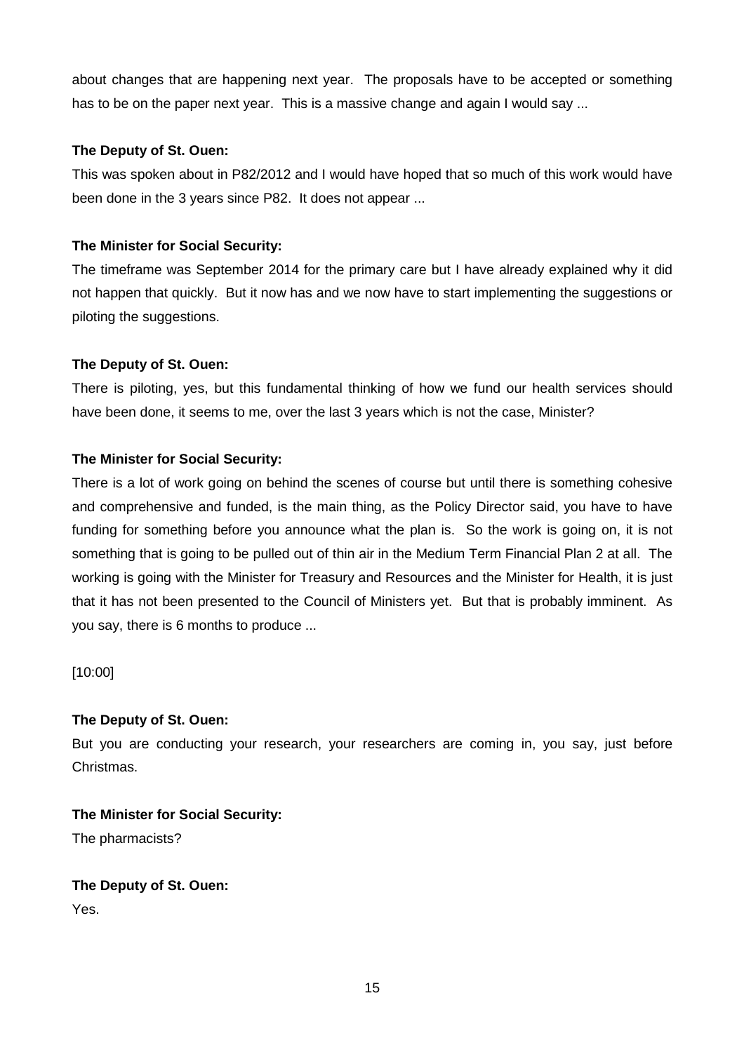about changes that are happening next year. The proposals have to be accepted or something has to be on the paper next year. This is a massive change and again I would say ...

**The Deputy of St. Ouen:**

This was spoken about in P82/2012 and I would have hoped that so much of this work would have been done in the 3 years since P82. It does not appear ...

**The Minister for Social Security:**

The timeframe was September 2014 for the primary care but I have already explained why it did not happen that quickly. But it now has and we now have to start implementing the suggestions or piloting the suggestions.

**The Deputy of St. Ouen:**

There is piloting, yes, but this fundamental thinking of how we fund our health services should have been done, it seems to me, over the last 3 years which is not the case, Minister?

**The Minister for Social Security:**

There is a lot of work going on behind the scenes of course but until there is something cohesive and comprehensive and funded, is the main thing, as the Policy Director said, you have to have funding for something before you announce what the plan is. So the work is going on, it is not something that is going to be pulled out of thin air in the Medium Term Financial Plan 2 at all. The working is going with the Minister for Treasury and Resources and the Minister for Health, it is just that it has not been presented to the Council of Ministers yet. But that is probably imminent. As you say, there is 6 months to produce ...

[10:00]

**The Deputy of St. Ouen:**

But you are conducting your research, your researchers are coming in, you say, just before Christmas.

**The Minister for Social Security:**

The pharmacists?

**The Deputy of St. Ouen:**

Yes.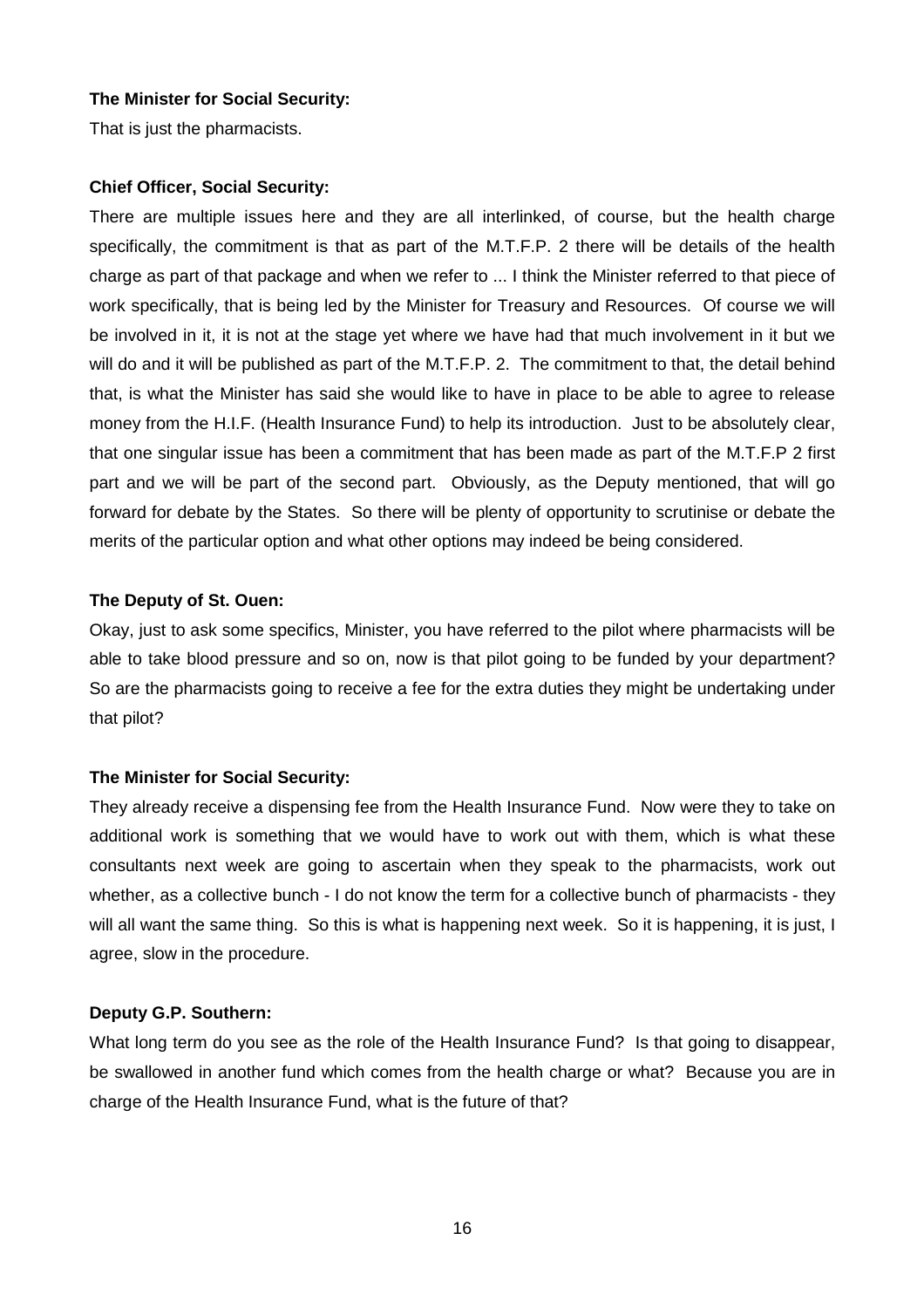**The Minister for Social Security:**

That is just the pharmacists.

**Chief Officer, Social Security:**

There are multiple issues here and they are all interlinked, of course, but the health charge specifically, the commitment is that as part of the M.T.F.P. 2 there will be details of the health charge as part of that package and when we refer to ... I think the Minister referred to that piece of work specifically, that is being led by the Minister for Treasury and Resources. Of course we will be involved in it, it is not at the stage yet where we have had that much involvement in it but we will do and it will be published as part of the M.T.F.P. 2. The commitment to that, the detail behind that, is what the Minister has said she would like to have in place to be able to agree to release money from the H.I.F. (Health Insurance Fund) to help its introduction. Just to be absolutely clear, that one singular issue has been a commitment that has been made as part of the M.T.F.P 2 first part and we will be part of the second part. Obviously, as the Deputy mentioned, that will go forward for debate by the States. So there will be plenty of opportunity to scrutinise or debate the merits of the particular option and what other options may indeed be being considered.

**The Deputy of St. Ouen:**

Okay, just to ask some specifics, Minister, you have referred to the pilot where pharmacists will be able to take blood pressure and so on, now is that pilot going to be funded by your department? So are the pharmacists going to receive a fee for the extra duties they might be undertaking under that pilot?

**The Minister for Social Security:**

They already receive a dispensing fee from the Health Insurance Fund. Now were they to take on additional work is something that we would have to work out with them, which is what these consultants next week are going to ascertain when they speak to the pharmacists, work out whether, as a collective bunch - I do not know the term for a collective bunch of pharmacists - they will all want the same thing. So this is what is happening next week. So it is happening, it is just, I agree, slow in the procedure.

**Deputy G.P. Southern:**

What long term do you see as the role of the Health Insurance Fund? Is that going to disappear, be swallowed in another fund which comes from the health charge or what? Because you are in charge of the Health Insurance Fund, what is the future of that?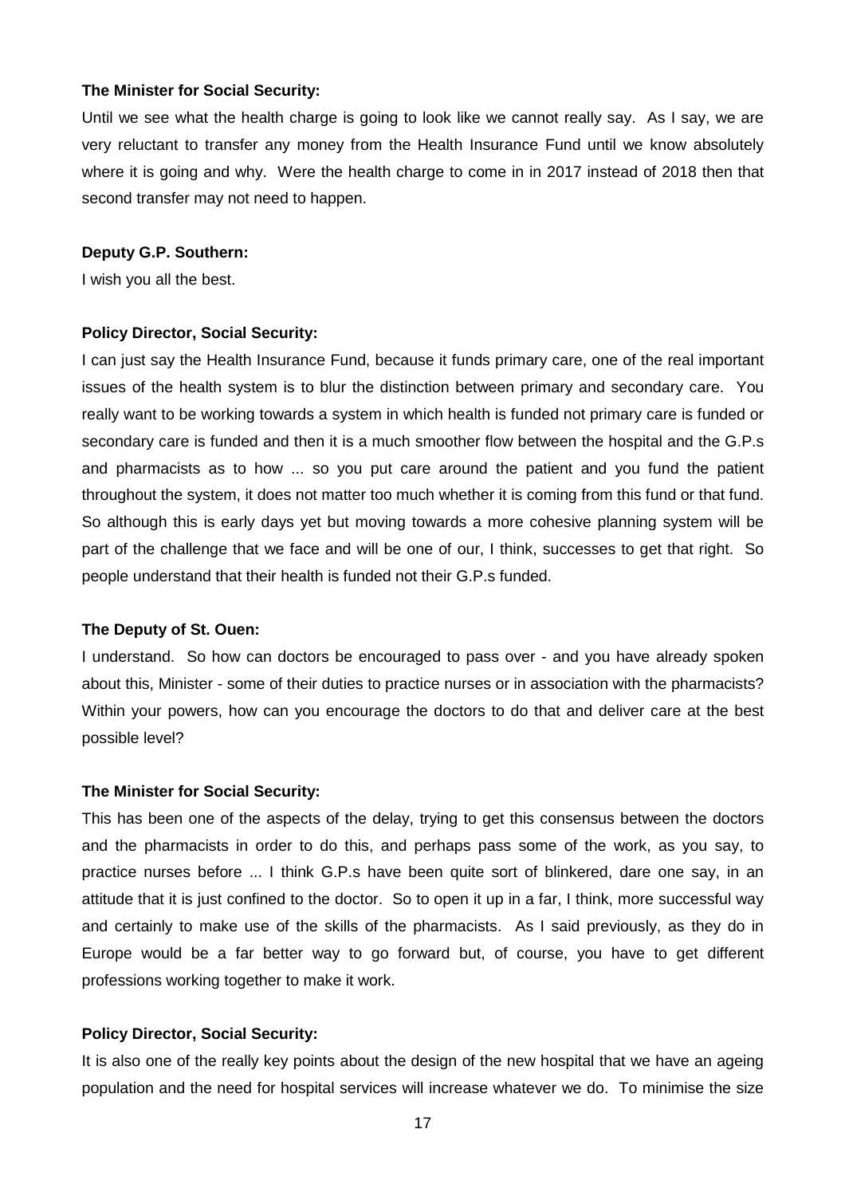**The Minister for Social Security:**

Until we see what the health charge is going to look like we cannot really say. As I say, we are very reluctant to transfer any money from the Health Insurance Fund until we know absolutely where it is going and why. Were the health charge to come in in 2017 instead of 2018 then that second transfer may not need to happen.

**Deputy G.P. Southern:**

I wish you all the best.

**Policy Director, Social Security:**

I can just say the Health Insurance Fund, because it funds primary care, one of the real important issues of the health system is to blur the distinction between primary and secondary care. You really want to be working towards a system in which health is funded not primary care is funded or secondary care is funded and then it is a much smoother flow between the hospital and the G.P.s and pharmacists as to how ... so you put care around the patient and you fund the patient throughout the system, it does not matter too much whether it is coming from this fund or that fund. So although this is early days yet but moving towards a more cohesive planning system will be part of the challenge that we face and will be one of our, I think, successes to get that right. So people understand that their health is funded not their G.P.s funded.

**The Deputy of St. Ouen:**

I understand. So how can doctors be encouraged to pass over - and you have already spoken about this, Minister - some of their duties to practice nurses or in association with the pharmacists? Within your powers, how can you encourage the doctors to do that and deliver care at the best possible level?

**The Minister for Social Security:**

This has been one of the aspects of the delay, trying to get this consensus between the doctors and the pharmacists in order to do this, and perhaps pass some of the work, as you say, to practice nurses before ... I think G.P.s have been quite sort of blinkered, dare one say, in an attitude that it is just confined to the doctor. So to open it up in a far, I think, more successful way and certainly to make use of the skills of the pharmacists. As I said previously, as they do in Europe would be a far better way to go forward but, of course, you have to get different professions working together to make it work.

**Policy Director, Social Security:**

It is also one of the really key points about the design of the new hospital that we have an ageing population and the need for hospital services will increase whatever we do. To minimise the size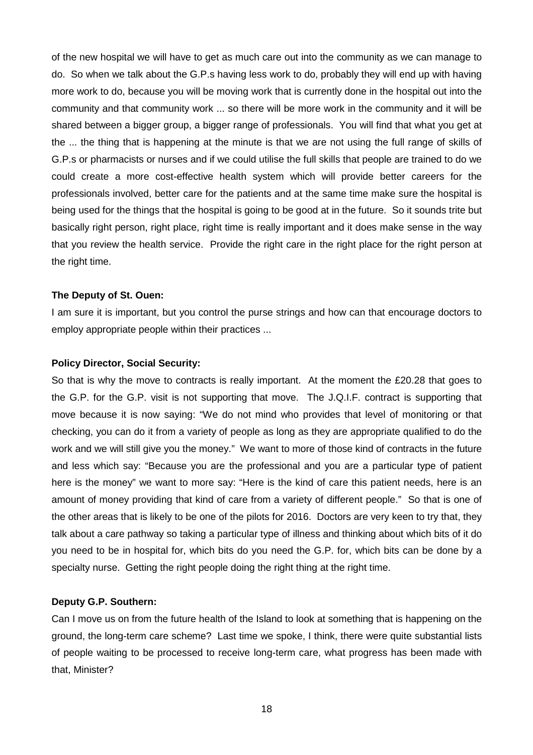of the new hospital we will have to get as much care out into the community as we can manage to do. So when we talk about the G.P.s having less work to do, probably they will end up with having more work to do, because you will be moving work that is currently done in the hospital out into the community and that community work ... so there will be more work in the community and it will be shared between a bigger group, a bigger range of professionals. You will find that what you get at the ... the thing that is happening at the minute is that we are not using the full range of skills of G.P.s or pharmacists or nurses and if we could utilise the full skills that people are trained to do we could create a more cost-effective health system which will provide better careers for the professionals involved, better care for the patients and at the same time make sure the hospital is being used for the things that the hospital is going to be good at in the future. So it sounds trite but basically right person, right place, right time is really important and it does make sense in the way that you review the health service. Provide the right care in the right place for the right person at the right time.

**The Deputy of St. Ouen:**

I am sure it is important, but you control the purse strings and how can that encourage doctors to employ appropriate people within their practices ...

**Policy Director, Social Security:**

So that is why the move to contracts is really important. At the moment the £20.28 that goes to the G.P. for the G.P. visit is not supporting that move. The J.Q.I.F. contract is supporting that move because it is now saying: "We do not mind who provides that level of monitoring or that checking, you can do it from a variety of people as long as they are appropriate qualified to do the work and we will still give you the money." We want to more of those kind of contracts in the future and less which say: "Because you are the professional and you are a particular type of patient here is the money" we want to more say: "Here is the kind of care this patient needs, here is an amount of money providing that kind of care from a variety of different people." So that is one of the other areas that is likely to be one of the pilots for 2016. Doctors are very keen to try that, they talk about a care pathway so taking a particular type of illness and thinking about which bits of it do you need to be in hospital for, which bits do you need the G.P. for, which bits can be done by a specialty nurse. Getting the right people doing the right thing at the right time.

**Deputy G.P. Southern:**

Can I move us on from the future health of the Island to look at something that is happening on the ground, the long-term care scheme? Last time we spoke, I think, there were quite substantial lists of people waiting to be processed to receive long-term care, what progress has been made with that, Minister?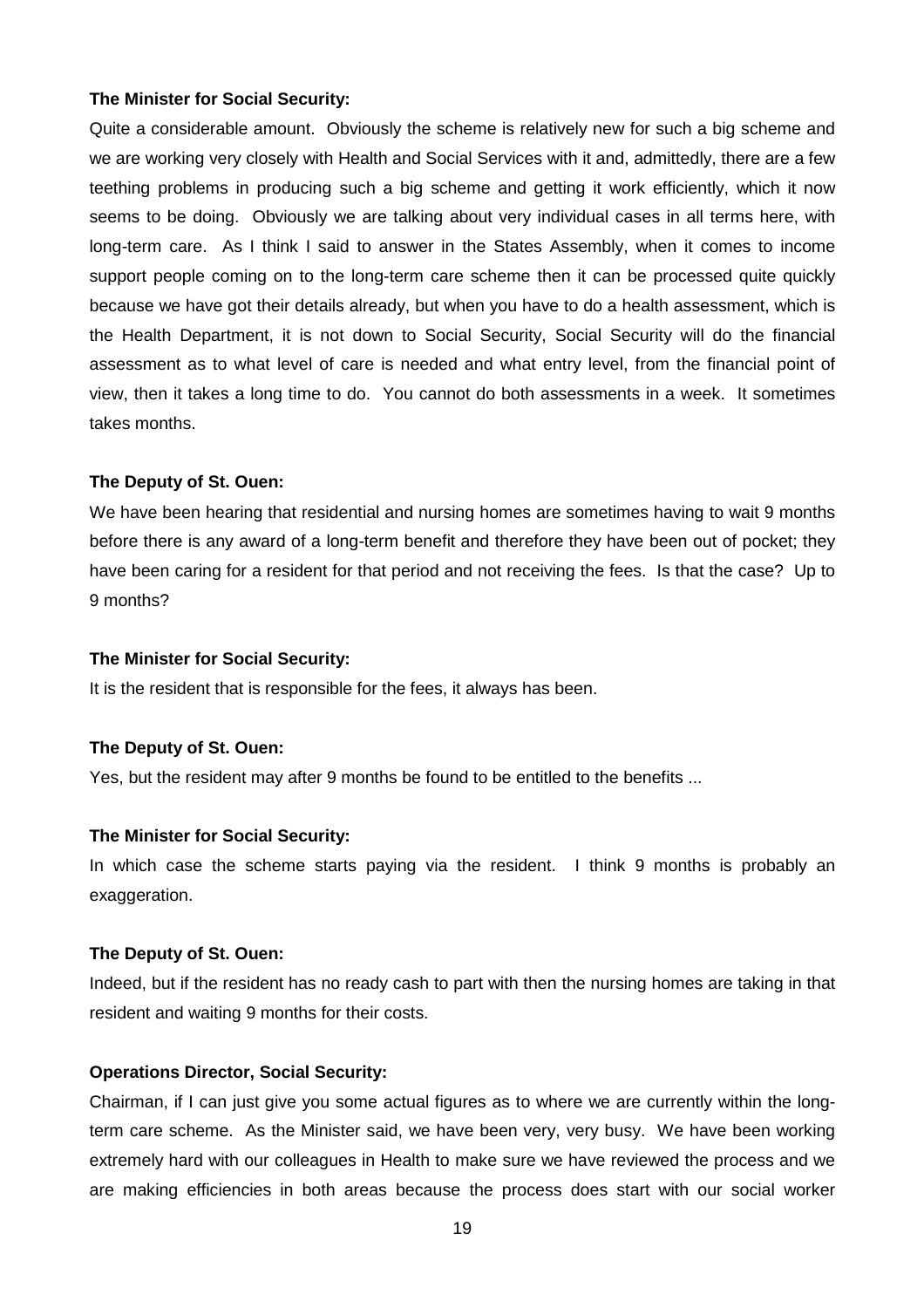**The Minister for Social Security:**

Quite a considerable amount. Obviously the scheme is relatively new for such a big scheme and we are working very closely with Health and Social Services with it and, admittedly, there are a few teething problems in producing such a big scheme and getting it work efficiently, which it now seems to be doing. Obviously we are talking about very individual cases in all terms here, with long-term care. As I think I said to answer in the States Assembly, when it comes to income support people coming on to the long-term care scheme then it can be processed quite quickly because we have got their details already, but when you have to do a health assessment, which is the Health Department, it is not down to Social Security, Social Security will do the financial assessment as to what level of care is needed and what entry level, from the financial point of view, then it takes a long time to do. You cannot do both assessments in a week. It sometimes takes months.

**The Deputy of St. Ouen:**

We have been hearing that residential and nursing homes are sometimes having to wait 9 months before there is any award of a long-term benefit and therefore they have been out of pocket; they have been caring for a resident for that period and not receiving the fees. Is that the case? Up to 9 months?

**The Minister for Social Security:**

It is the resident that is responsible for the fees, it always has been.

**The Deputy of St. Ouen:**

Yes, but the resident may after 9 months be found to be entitled to the benefits ...

**The Minister for Social Security:**

In which case the scheme starts paying via the resident. I think 9 months is probably an exaggeration.

**The Deputy of St. Ouen:**

Indeed, but if the resident has no ready cash to part with then the nursing homes are taking in that resident and waiting 9 months for their costs.

**Operations Director, Social Security:**

Chairman, if I can just give you some actual figures as to where we are currently within the long-term care scheme. As the Minister said, we have been very, very busy. We have been working extremely hard with our colleagues in Health to make sure we have reviewed the process and we are making efficiencies in both areas because the process does start with our social worker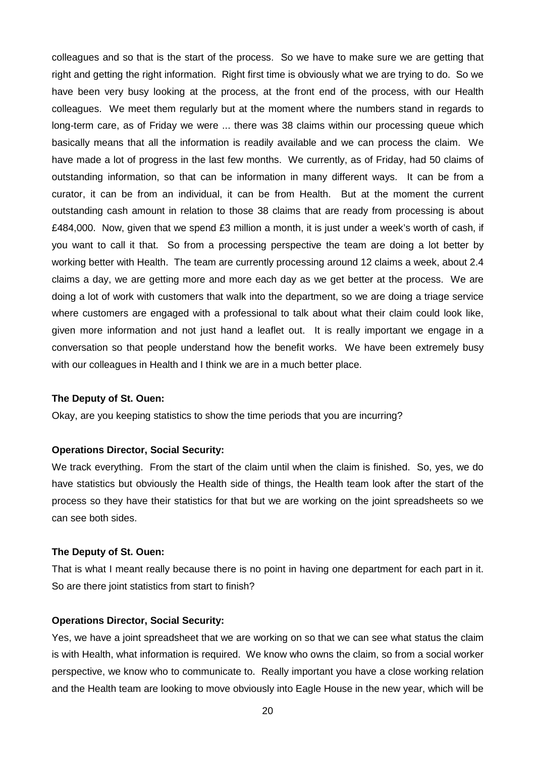colleagues and so that is the start of the process. So we have to make sure we are getting that right and getting the right information. Right first time is obviously what we are trying to do. So we have been very busy looking at the process, at the front end of the process, with our Health colleagues. We meet them regularly but at the moment where the numbers stand in regards to long-term care, as of Friday we were ... there was 38 claims within our processing queue which basically means that all the information is readily available and we can process the claim. We have made a lot of progress in the last few months. We currently, as of Friday, had 50 claims of outstanding information, so that can be information in many different ways. It can be from a curator, it can be from an individual, it can be from Health. But at the moment the current outstanding cash amount in relation to those 38 claims that are ready from processing is about £484,000. Now, given that we spend £3 million a month, it is just under a week's worth of cash, if you want to call it that. So from a processing perspective the team are doing a lot better by working better with Health. The team are currently processing around 12 claims a week, about 2.4 claims a day, we are getting more and more each day as we get better at the process. We are doing a lot of work with customers that walk into the department, so we are doing a triage service where customers are engaged with a professional to talk about what their claim could look like, given more information and not just hand a leaflet out. It is really important we engage in a conversation so that people understand how the benefit works. We have been extremely busy with our colleagues in Health and I think we are in a much better place.

**The Deputy of St. Ouen:**

Okay, are you keeping statistics to show the time periods that you are incurring?

**Operations Director, Social Security:**

We track everything. From the start of the claim until when the claim is finished. So, yes, we do have statistics but obviously the Health side of things, the Health team look after the start of the process so they have their statistics for that but we are working on the joint spreadsheets so we can see both sides.

**The Deputy of St. Ouen:**

That is what I meant really because there is no point in having one department for each part in it. So are there joint statistics from start to finish?

**Operations Director, Social Security:**

Yes, we have a joint spreadsheet that we are working on so that we can see what status the claim is with Health, what information is required. We know who owns the claim, so from a social worker perspective, we know who to communicate to. Really important you have a close working relation and the Health team are looking to move obviously into Eagle House in the new year, which will be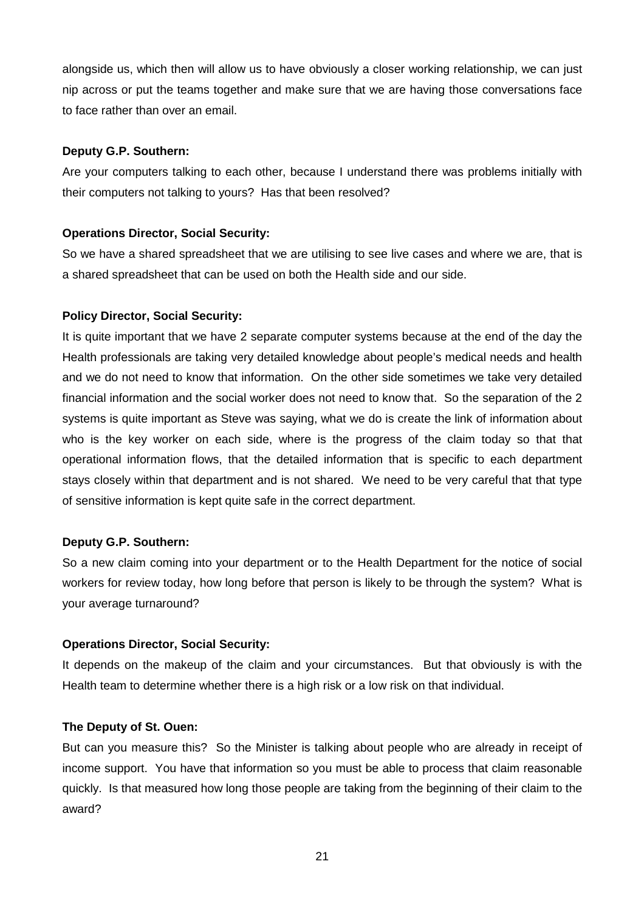alongside us, which then will allow us to have obviously a closer working relationship, we can just nip across or put the teams together and make sure that we are having those conversations face to face rather than over an email.

**Deputy G.P. Southern:**

Are your computers talking to each other, because I understand there was problems initially with their computers not talking to yours? Has that been resolved?

**Operations Director, Social Security:**

So we have a shared spreadsheet that we are utilising to see live cases and where we are, that is a shared spreadsheet that can be used on both the Health side and our side.

**Policy Director, Social Security:**

It is quite important that we have 2 separate computer systems because at the end of the day the Health professionals are taking very detailed knowledge about people's medical needs and health and we do not need to know that information. On the other side sometimes we take very detailed financial information and the social worker does not need to know that. So the separation of the 2 systems is quite important as Steve was saying, what we do is create the link of information about who is the key worker on each side, where is the progress of the claim today so that that operational information flows, that the detailed information that is specific to each department stays closely within that department and is not shared. We need to be very careful that that type of sensitive information is kept quite safe in the correct department.

**Deputy G.P. Southern:**

So a new claim coming into your department or to the Health Department for the notice of social workers for review today, how long before that person is likely to be through the system? What is your average turnaround?

**Operations Director, Social Security:**

It depends on the makeup of the claim and your circumstances. But that obviously is with the Health team to determine whether there is a high risk or a low risk on that individual.

**The Deputy of St. Ouen:**

But can you measure this? So the Minister is talking about people who are already in receipt of income support. You have that information so you must be able to process that claim reasonable quickly. Is that measured how long those people are taking from the beginning of their claim to the award?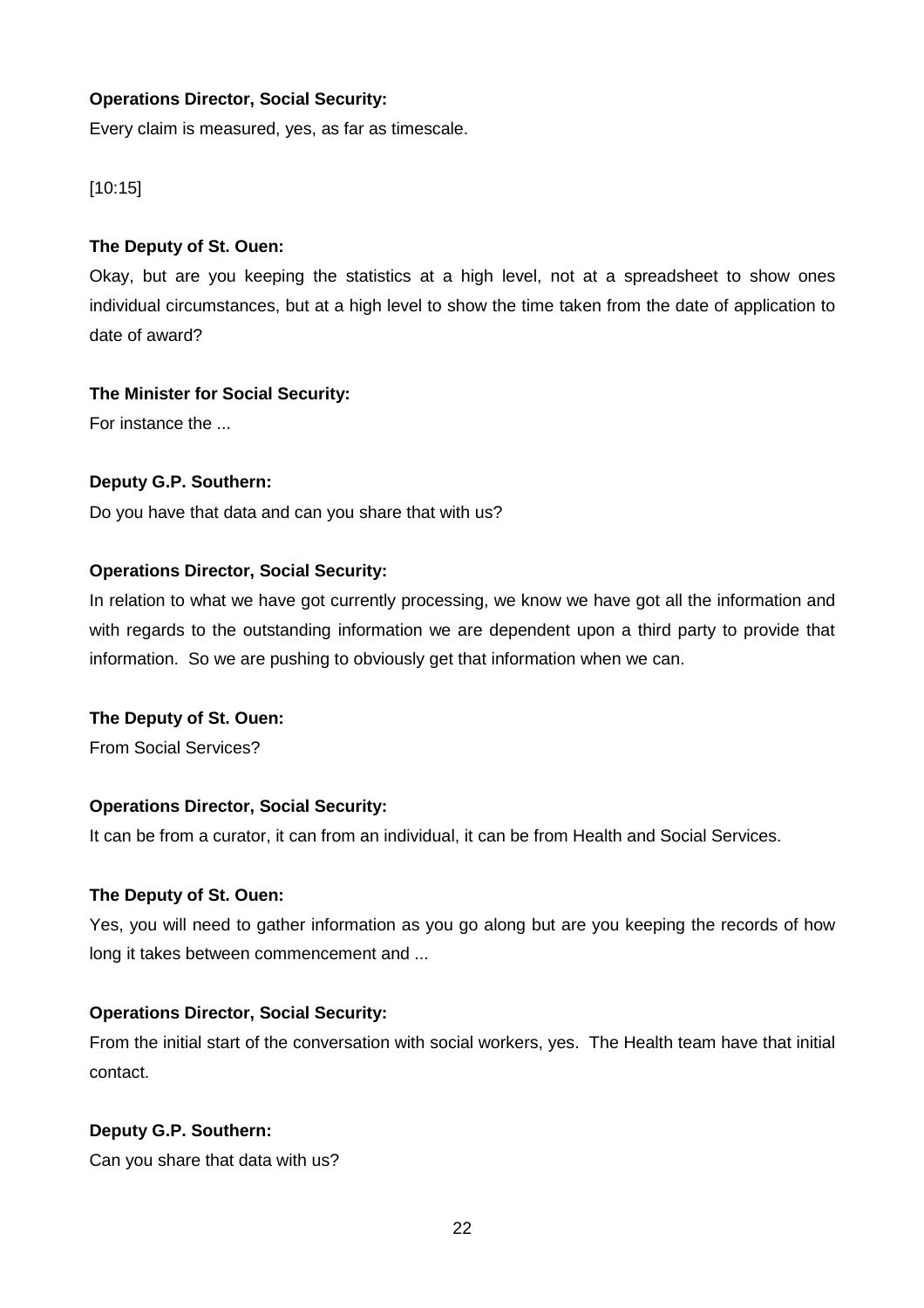**Operations Director, Social Security:**

Every claim is measured, yes, as far as timescale.

[10:15]

**The Deputy of St. Ouen:**

Okay, but are you keeping the statistics at a high level, not at a spreadsheet to show ones individual circumstances, but at a high level to show the time taken from the date of application to date of award?

**The Minister for Social Security:**

For instance the ...

**Deputy G.P. Southern:**

Do you have that data and can you share that with us?

**Operations Director, Social Security:**

In relation to what we have got currently processing, we know we have got all the information and with regards to the outstanding information we are dependent upon a third party to provide that information. So we are pushing to obviously get that information when we can.

**The Deputy of St. Ouen:**

From Social Services?

**Operations Director, Social Security:**

It can be from a curator, it can from an individual, it can be from Health and Social Services.

**The Deputy of St. Ouen:**

Yes, you will need to gather information as you go along but are you keeping the records of how long it takes between commencement and ...

**Operations Director, Social Security:**

From the initial start of the conversation with social workers, yes. The Health team have that initial contact.

**Deputy G.P. Southern:**

Can you share that data with us?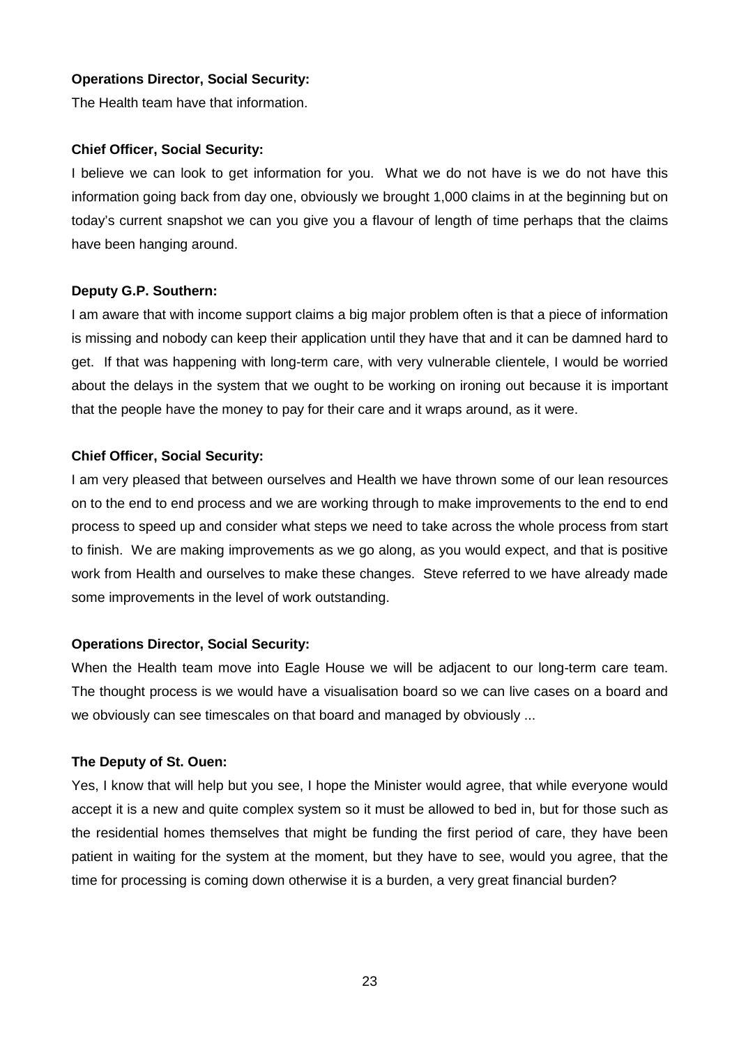**Operations Director, Social Security:**

The Health team have that information.

**Chief Officer, Social Security:**

I believe we can look to get information for you. What we do not have is we do not have this information going back from day one, obviously we brought 1,000 claims in at the beginning but on today's current snapshot we can you give you a flavour of length of time perhaps that the claims have been hanging around.

**Deputy G.P. Southern:**

I am aware that with income support claims a big major problem often is that a piece of information is missing and nobody can keep their application until they have that and it can be damned hard to get. If that was happening with long-term care, with very vulnerable clientele, I would be worried about the delays in the system that we ought to be working on ironing out because it is important that the people have the money to pay for their care and it wraps around, as it were.

**Chief Officer, Social Security:**

I am very pleased that between ourselves and Health we have thrown some of our lean resources on to the end to end process and we are working through to make improvements to the end to end process to speed up and consider what steps we need to take across the whole process from start to finish. We are making improvements as we go along, as you would expect, and that is positive work from Health and ourselves to make these changes. Steve referred to we have already made some improvements in the level of work outstanding.

**Operations Director, Social Security:**

When the Health team move into Eagle House we will be adjacent to our long-term care team. The thought process is we would have a visualisation board so we can live cases on a board and we obviously can see timescales on that board and managed by obviously ...

**The Deputy of St. Ouen:**

Yes, I know that will help but you see, I hope the Minister would agree, that while everyone would accept it is a new and quite complex system so it must be allowed to bed in, but for those such as the residential homes themselves that might be funding the first period of care, they have been patient in waiting for the system at the moment, but they have to see, would you agree, that the time for processing is coming down otherwise it is a burden, a very great financial burden?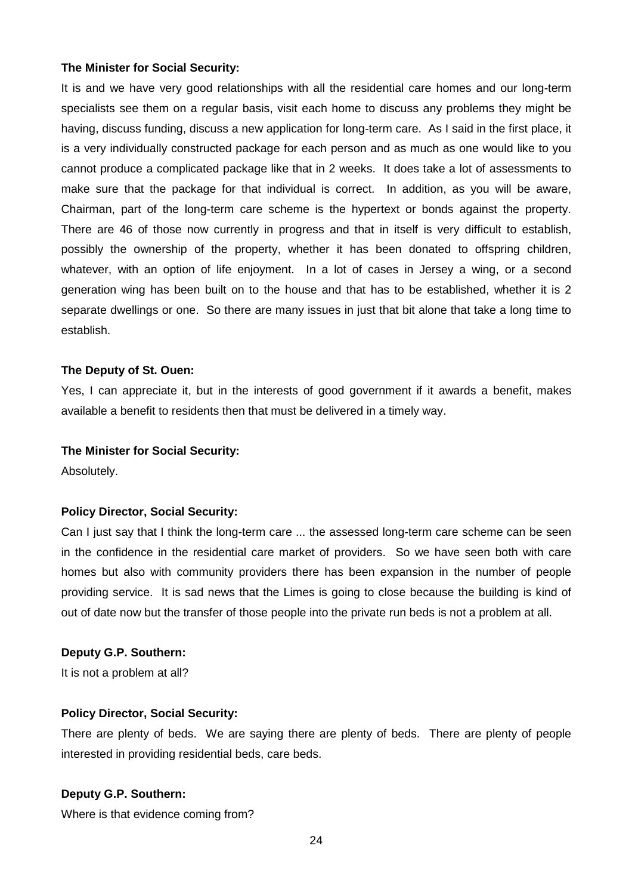**The Minister for Social Security:**

It is and we have very good relationships with all the residential care homes and our long-term specialists see them on a regular basis, visit each home to discuss any problems they might be having, discuss funding, discuss a new application for long-term care. As I said in the first place, it is a very individually constructed package for each person and as much as one would like to you cannot produce a complicated package like that in 2 weeks. It does take a lot of assessments to make sure that the package for that individual is correct. In addition, as you will be aware, Chairman, part of the long-term care scheme is the hypertext or bonds against the property. There are 46 of those now currently in progress and that in itself is very difficult to establish, possibly the ownership of the property, whether it has been donated to offspring children, whatever, with an option of life enjoyment. In a lot of cases in Jersey a wing, or a second generation wing has been built on to the house and that has to be established, whether it is 2 separate dwellings or one. So there are many issues in just that bit alone that take a long time to establish.

**The Deputy of St. Ouen:**

Yes, I can appreciate it, but in the interests of good government if it awards a benefit, makes available a benefit to residents then that must be delivered in a timely way.

**The Minister for Social Security:**

Absolutely.

**Policy Director, Social Security:**

Can I just say that I think the long-term care ... the assessed long-term care scheme can be seen in the confidence in the residential care market of providers. So we have seen both with care homes but also with community providers there has been expansion in the number of people providing service. It is sad news that the Limes is going to close because the building is kind of out of date now but the transfer of those people into the private run beds is not a problem at all.

**Deputy G.P. Southern:**

It is not a problem at all?

**Policy Director, Social Security:**

There are plenty of beds. We are saying there are plenty of beds. There are plenty of people interested in providing residential beds, care beds.

**Deputy G.P. Southern:**

Where is that evidence coming from?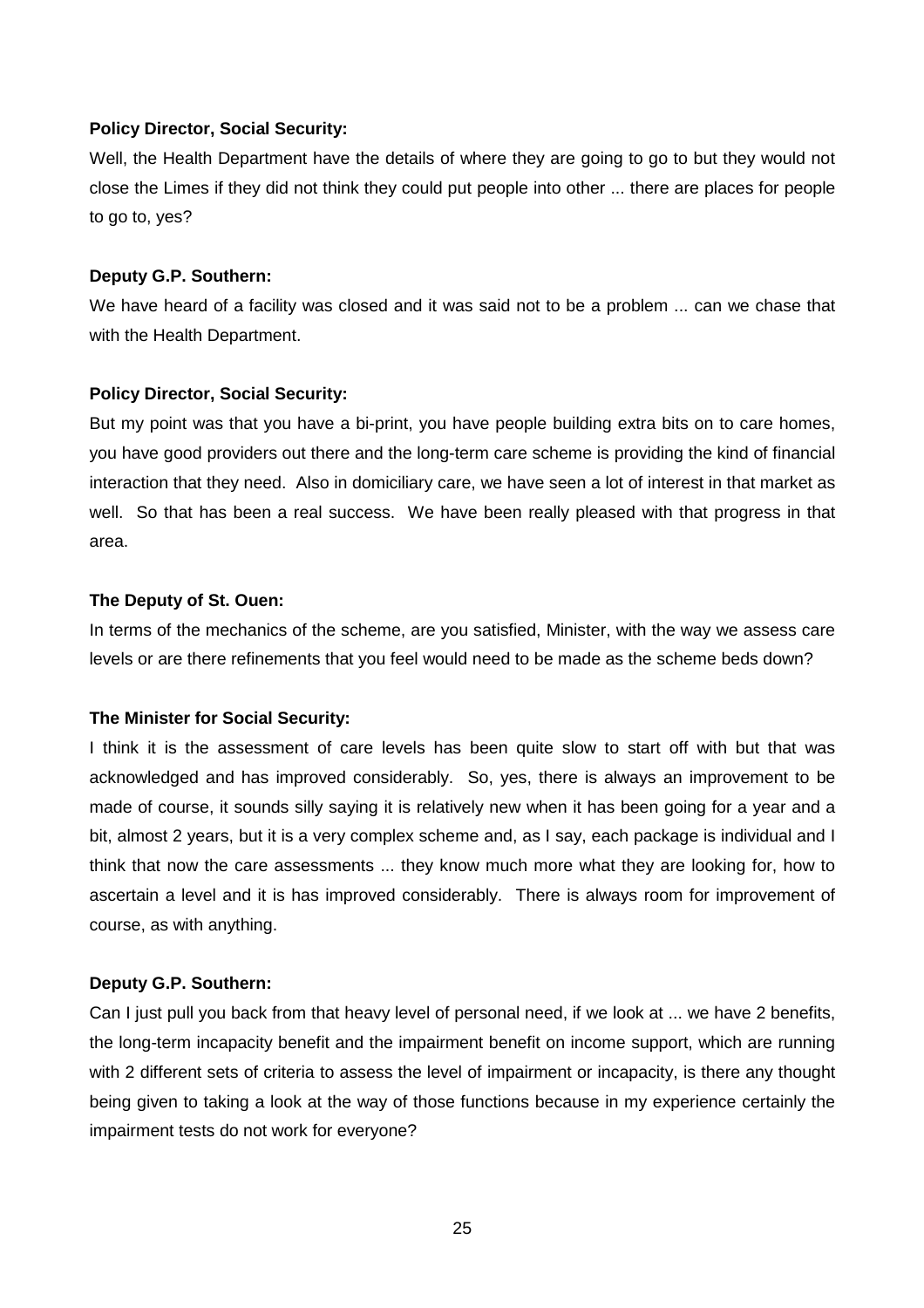**Policy Director, Social Security:**

Well, the Health Department have the details of where they are going to go to but they would not close the Limes if they did not think they could put people into other ... there are places for people to go to, yes?

**Deputy G.P. Southern:**

We have heard of a facility was closed and it was said not to be a problem ... can we chase that with the Health Department.

**Policy Director, Social Security:**

But my point was that you have a bi-print, you have people building extra bits on to care homes, you have good providers out there and the long-term care scheme is providing the kind of financial interaction that they need. Also in domiciliary care, we have seen a lot of interest in that market as well. So that has been a real success. We have been really pleased with that progress in that area.

**The Deputy of St. Ouen:**

In terms of the mechanics of the scheme, are you satisfied, Minister, with the way we assess care levels or are there refinements that you feel would need to be made as the scheme beds down?

**The Minister for Social Security:**

I think it is the assessment of care levels has been quite slow to start off with but that was acknowledged and has improved considerably. So, yes, there is always an improvement to be made of course, it sounds silly saying it is relatively new when it has been going for a year and a bit, almost 2 years, but it is a very complex scheme and, as I say, each package is individual and I think that now the care assessments ... they know much more what they are looking for, how to ascertain a level and it is has improved considerably. There is always room for improvement of course, as with anything.

**Deputy G.P. Southern:**

Can I just pull you back from that heavy level of personal need, if we look at ... we have 2 benefits, the long-term incapacity benefit and the impairment benefit on income support, which are running with 2 different sets of criteria to assess the level of impairment or incapacity, is there any thought being given to taking a look at the way of those functions because in my experience certainly the impairment tests do not work for everyone?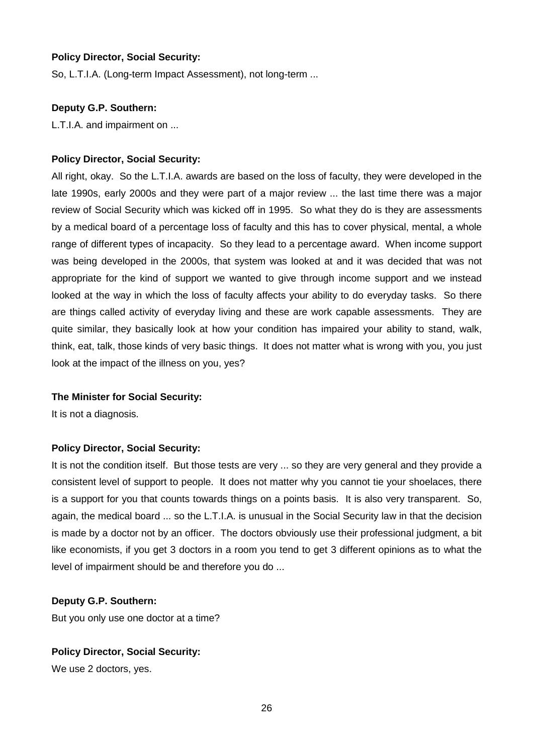**Policy Director, Social Security:**

So, L.T.I.A. (Long-term Impact Assessment), not long-term ...

**Deputy G.P. Southern:**

L.T.I.A. and impairment on ...

**Policy Director, Social Security:**

All right, okay. So the L.T.I.A. awards are based on the loss of faculty, they were developed in the late 1990s, early 2000s and they were part of a major review ... the last time there was a major review of Social Security which was kicked off in 1995. So what they do is they are assessments by a medical board of a percentage loss of faculty and this has to cover physical, mental, a whole range of different types of incapacity. So they lead to a percentage award. When income support was being developed in the 2000s, that system was looked at and it was decided that was not appropriate for the kind of support we wanted to give through income support and we instead looked at the way in which the loss of faculty affects your ability to do everyday tasks. So there are things called activity of everyday living and these are work capable assessments. They are quite similar, they basically look at how your condition has impaired your ability to stand, walk, think, eat, talk, those kinds of very basic things. It does not matter what is wrong with you, you just look at the impact of the illness on you, yes?

**The Minister for Social Security:**

It is not a diagnosis.

**Policy Director, Social Security:**

It is not the condition itself. But those tests are very ... so they are very general and they provide a consistent level of support to people. It does not matter why you cannot tie your shoelaces, there is a support for you that counts towards things on a points basis. It is also very transparent. So, again, the medical board ... so the L.T.I.A. is unusual in the Social Security law in that the decision is made by a doctor not by an officer. The doctors obviously use their professional judgment, a bit like economists, if you get 3 doctors in a room you tend to get 3 different opinions as to what the level of impairment should be and therefore you do ...

**Deputy G.P. Southern:**

But you only use one doctor at a time?

**Policy Director, Social Security:**

We use 2 doctors, yes.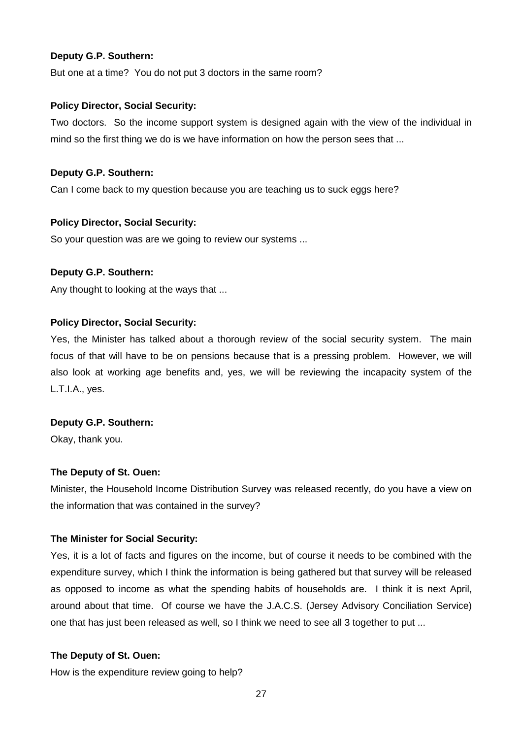**Deputy G.P. Southern:**

But one at a time? You do not put 3 doctors in the same room?

**Policy Director, Social Security:**

Two doctors. So the income support system is designed again with the view of the individual in mind so the first thing we do is we have information on how the person sees that ...

**Deputy G.P. Southern:**

Can I come back to my question because you are teaching us to suck eggs here?

**Policy Director, Social Security:**

So your question was are we going to review our systems ...

**Deputy G.P. Southern:**

Any thought to looking at the ways that ...

**Policy Director, Social Security:**

Yes, the Minister has talked about a thorough review of the social security system. The main focus of that will have to be on pensions because that is a pressing problem. However, we will also look at working age benefits and, yes, we will be reviewing the incapacity system of the L.T.I.A., yes.

**Deputy G.P. Southern:**

Okay, thank you.

**The Deputy of St. Ouen:**

Minister, the Household Income Distribution Survey was released recently, do you have a view on the information that was contained in the survey?

**The Minister for Social Security:**

Yes, it is a lot of facts and figures on the income, but of course it needs to be combined with the expenditure survey, which I think the information is being gathered but that survey will be released as opposed to income as what the spending habits of households are. I think it is next April, around about that time. Of course we have the J.A.C.S. (Jersey Advisory Conciliation Service) one that has just been released as well, so I think we need to see all 3 together to put ...

**The Deputy of St. Ouen:**

How is the expenditure review going to help?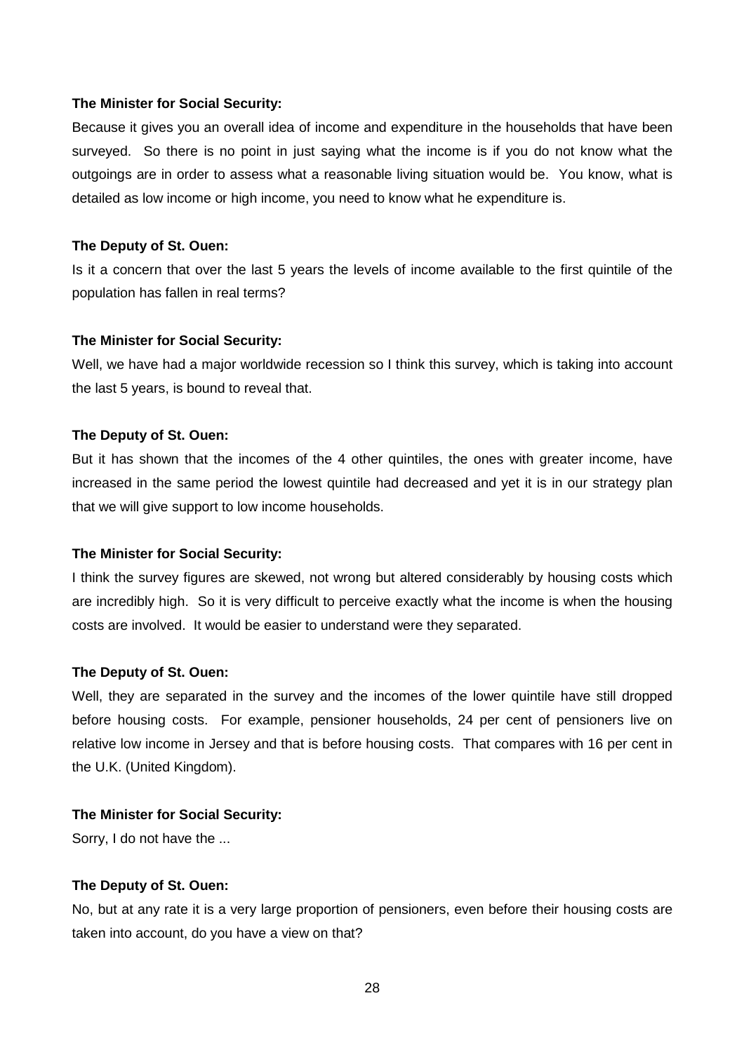**The Minister for Social Security:**

Because it gives you an overall idea of income and expenditure in the households that have been surveyed. So there is no point in just saying what the income is if you do not know what the outgoings are in order to assess what a reasonable living situation would be. You know, what is detailed as low income or high income, you need to know what he expenditure is.

**The Deputy of St. Ouen:**

Is it a concern that over the last 5 years the levels of income available to the first quintile of the population has fallen in real terms?

**The Minister for Social Security:**

Well, we have had a major worldwide recession so I think this survey, which is taking into account the last 5 years, is bound to reveal that.

**The Deputy of St. Ouen:**

But it has shown that the incomes of the 4 other quintiles, the ones with greater income, have increased in the same period the lowest quintile had decreased and yet it is in our strategy plan that we will give support to low income households.

**The Minister for Social Security:**

I think the survey figures are skewed, not wrong but altered considerably by housing costs which are incredibly high. So it is very difficult to perceive exactly what the income is when the housing costs are involved. It would be easier to understand were they separated.

**The Deputy of St. Ouen:**

Well, they are separated in the survey and the incomes of the lower quintile have still dropped before housing costs. For example, pensioner households, 24 per cent of pensioners live on relative low income in Jersey and that is before housing costs. That compares with 16 per cent in the U.K. (United Kingdom).

**The Minister for Social Security:**

Sorry, I do not have the ...

**The Deputy of St. Ouen:**

No, but at any rate it is a very large proportion of pensioners, even before their housing costs are taken into account, do you have a view on that?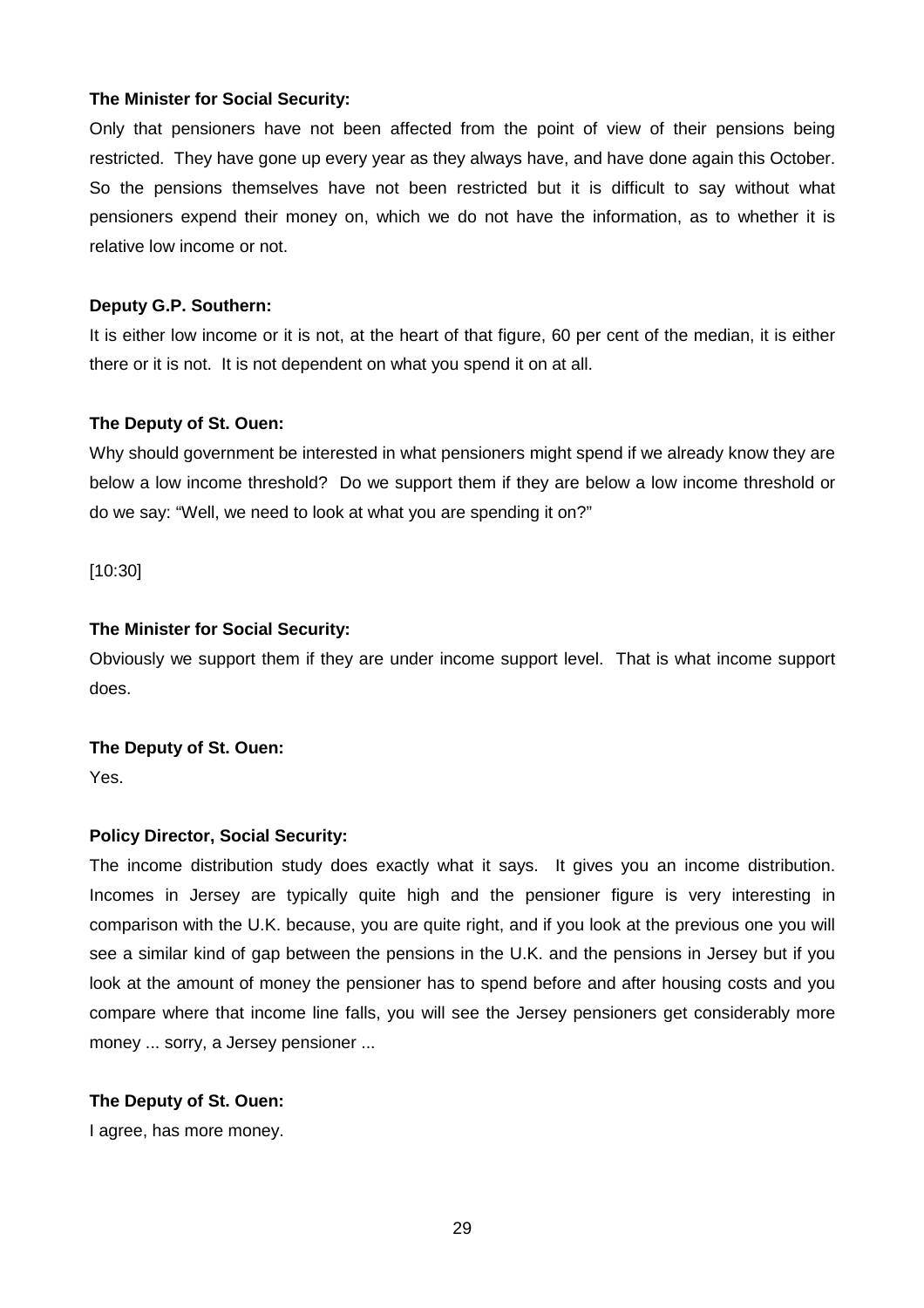**The Minister for Social Security:**

Only that pensioners have not been affected from the point of view of their pensions being restricted. They have gone up every year as they always have, and have done again this October. So the pensions themselves have not been restricted but it is difficult to say without what pensioners expend their money on, which we do not have the information, as to whether it is relative low income or not.

**Deputy G.P. Southern:**

It is either low income or it is not, at the heart of that figure, 60 per cent of the median, it is either there or it is not. It is not dependent on what you spend it on at all.

**The Deputy of St. Ouen:**

Why should government be interested in what pensioners might spend if we already know they are below a low income threshold? Do we support them if they are below a low income threshold or do we say: "Well, we need to look at what you are spending it on?"

[10:30]

**The Minister for Social Security:**

Obviously we support them if they are under income support level. That is what income support does.

**The Deputy of St. Ouen:**

Yes.

**Policy Director, Social Security:**

The income distribution study does exactly what it says. It gives you an income distribution. Incomes in Jersey are typically quite high and the pensioner figure is very interesting in comparison with the U.K. because, you are quite right, and if you look at the previous one you will see a similar kind of gap between the pensions in the U.K. and the pensions in Jersey but if you look at the amount of money the pensioner has to spend before and after housing costs and you compare where that income line falls, you will see the Jersey pensioners get considerably more money ... sorry, a Jersey pensioner ...

**The Deputy of St. Ouen:**

I agree, has more money.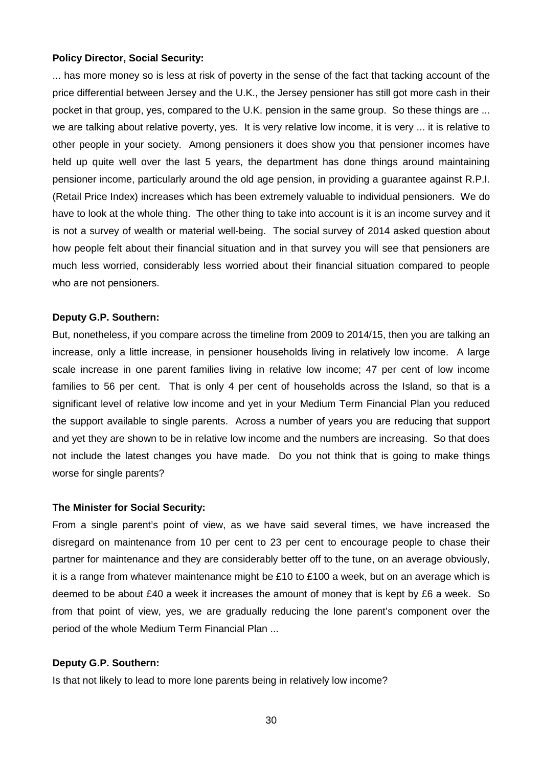**Policy Director, Social Security:**

... has more money so is less at risk of poverty in the sense of the fact that tacking account of the price differential between Jersey and the U.K., the Jersey pensioner has still got more cash in their pocket in that group, yes, compared to the U.K. pension in the same group. So these things are ... we are talking about relative poverty, yes. It is very relative low income, it is very ... it is relative to other people in your society. Among pensioners it does show you that pensioner incomes have held up quite well over the last 5 years, the department has done things around maintaining pensioner income, particularly around the old age pension, in providing a guarantee against R.P.I. (Retail Price Index) increases which has been extremely valuable to individual pensioners. We do have to look at the whole thing. The other thing to take into account is it is an income survey and it is not a survey of wealth or material well-being. The social survey of 2014 asked question about how people felt about their financial situation and in that survey you will see that pensioners are much less worried, considerably less worried about their financial situation compared to people who are not pensioners.

**Deputy G.P. Southern:**

But, nonetheless, if you compare across the timeline from 2009 to 2014/15, then you are talking an increase, only a little increase, in pensioner households living in relatively low income. A large scale increase in one parent families living in relative low income; 47 per cent of low income families to 56 per cent. That is only 4 per cent of households across the Island, so that is a significant level of relative low income and yet in your Medium Term Financial Plan you reduced the support available to single parents. Across a number of years you are reducing that support and yet they are shown to be in relative low income and the numbers are increasing. So that does not include the latest changes you have made. Do you not think that is going to make things worse for single parents?

**The Minister for Social Security:**

From a single parent's point of view, as we have said several times, we have increased the disregard on maintenance from 10 per cent to 23 per cent to encourage people to chase their partner for maintenance and they are considerably better off to the tune, on an average obviously, it is a range from whatever maintenance might be £10 to £100 a week, but on an average which is deemed to be about £40 a week it increases the amount of money that is kept by £6 a week. So from that point of view, yes, we are gradually reducing the lone parent's component over the period of the whole Medium Term Financial Plan ...

**Deputy G.P. Southern:**

Is that not likely to lead to more lone parents being in relatively low income?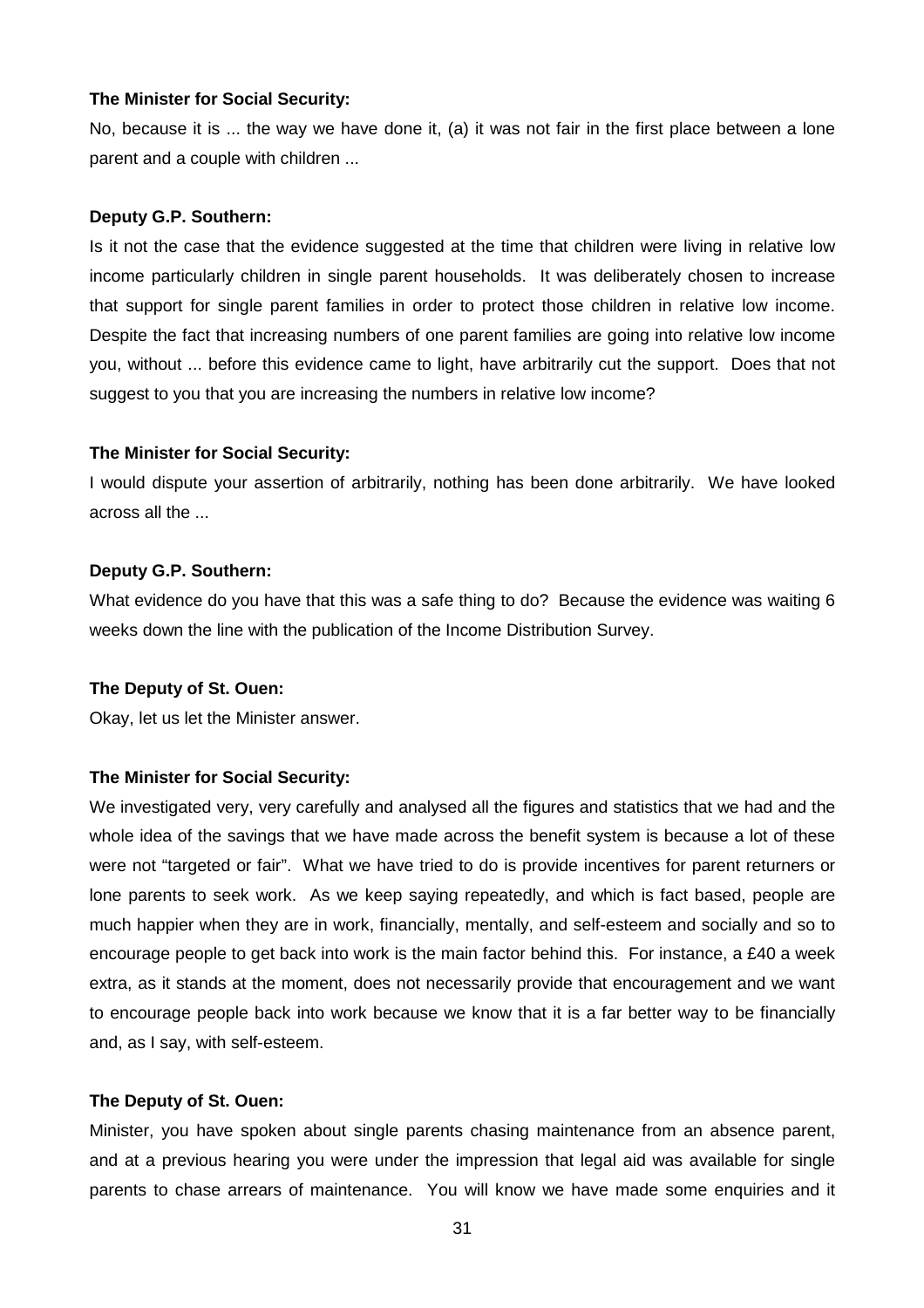**The Minister for Social Security:**

No, because it is ... the way we have done it, (a) it was not fair in the first place between a lone parent and a couple with children ...

**Deputy G.P. Southern:**

Is it not the case that the evidence suggested at the time that children were living in relative low income particularly children in single parent households. It was deliberately chosen to increase that support for single parent families in order to protect those children in relative low income. Despite the fact that increasing numbers of one parent families are going into relative low income you, without ... before this evidence came to light, have arbitrarily cut the support. Does that not suggest to you that you are increasing the numbers in relative low income?

**The Minister for Social Security:**

I would dispute your assertion of arbitrarily, nothing has been done arbitrarily. We have looked across all the ...

**Deputy G.P. Southern:**

What evidence do you have that this was a safe thing to do? Because the evidence was waiting 6 weeks down the line with the publication of the Income Distribution Survey.

**The Deputy of St. Ouen:**

Okay, let us let the Minister answer.

**The Minister for Social Security:**

We investigated very, very carefully and analysed all the figures and statistics that we had and the whole idea of the savings that we have made across the benefit system is because a lot of these were not "targeted or fair". What we have tried to do is provide incentives for parent returners or lone parents to seek work. As we keep saying repeatedly, and which is fact based, people are much happier when they are in work, financially, mentally, and self-esteem and socially and so to encourage people to get back into work is the main factor behind this. For instance, a £40 a week extra, as it stands at the moment, does not necessarily provide that encouragement and we want to encourage people back into work because we know that it is a far better way to be financially and, as I say, with self-esteem.

**The Deputy of St. Ouen:**

Minister, you have spoken about single parents chasing maintenance from an absence parent, and at a previous hearing you were under the impression that legal aid was available for single parents to chase arrears of maintenance. You will know we have made some enquiries and it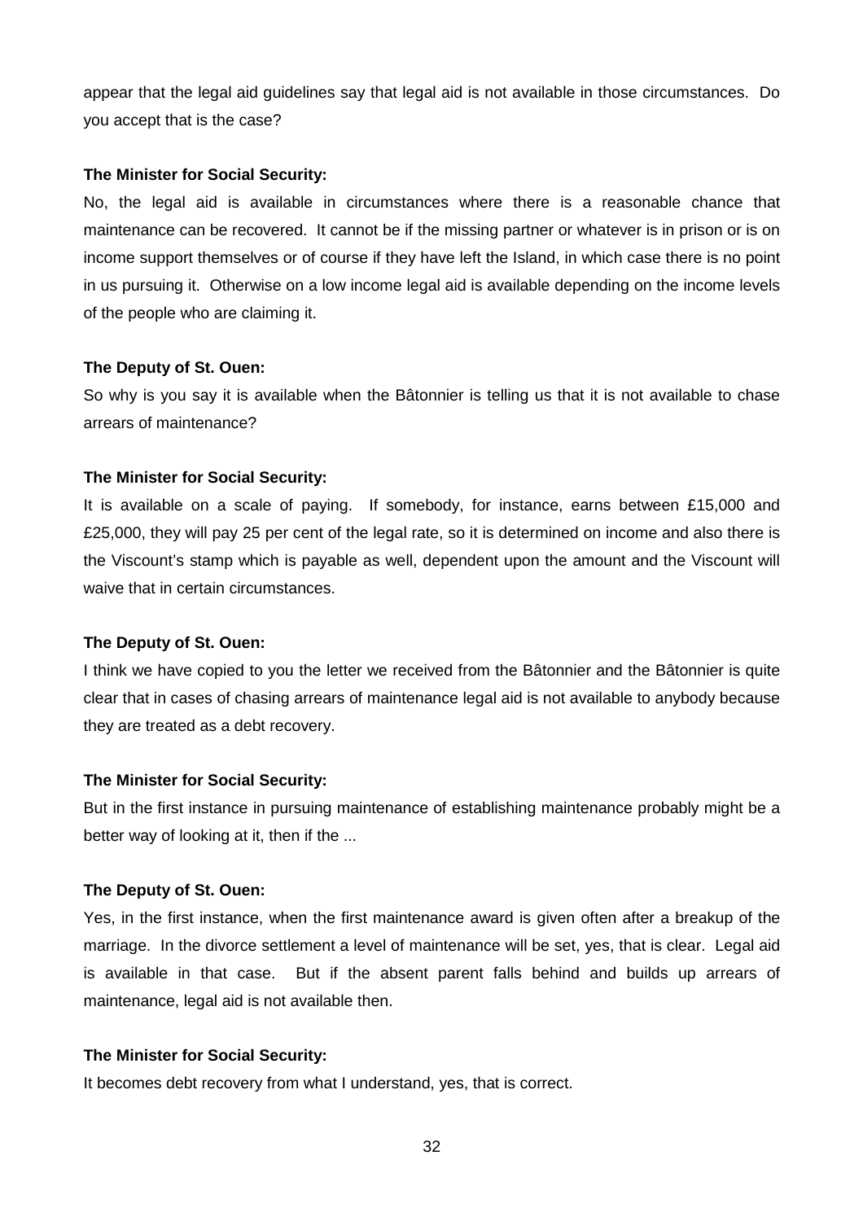appear that the legal aid guidelines say that legal aid is not available in those circumstances. Do you accept that is the case?

**The Minister for Social Security:**

No, the legal aid is available in circumstances where there is a reasonable chance that maintenance can be recovered. It cannot be if the missing partner or whatever is in prison or is on income support themselves or of course if they have left the Island, in which case there is no point in us pursuing it. Otherwise on a low income legal aid is available depending on the income levels of the people who are claiming it.

**The Deputy of St. Ouen:**

So why is you say it is available when the Bâtonnier is telling us that it is not available to chase arrears of maintenance?

**The Minister for Social Security:**

It is available on a scale of paying. If somebody, for instance, earns between £15,000 and £25,000, they will pay 25 per cent of the legal rate, so it is determined on income and also there is the Viscount's stamp which is payable as well, dependent upon the amount and the Viscount will waive that in certain circumstances.

**The Deputy of St. Ouen:**

I think we have copied to you the letter we received from the Bâtonnier and the Bâtonnier is quite clear that in cases of chasing arrears of maintenance legal aid is not available to anybody because they are treated as a debt recovery.

**The Minister for Social Security:**

But in the first instance in pursuing maintenance of establishing maintenance probably might be a better way of looking at it, then if the ...

**The Deputy of St. Ouen:**

Yes, in the first instance, when the first maintenance award is given often after a breakup of the marriage. In the divorce settlement a level of maintenance will be set, yes, that is clear. Legal aid is available in that case. But if the absent parent falls behind and builds up arrears of maintenance, legal aid is not available then.

**The Minister for Social Security:**

It becomes debt recovery from what I understand, yes, that is correct.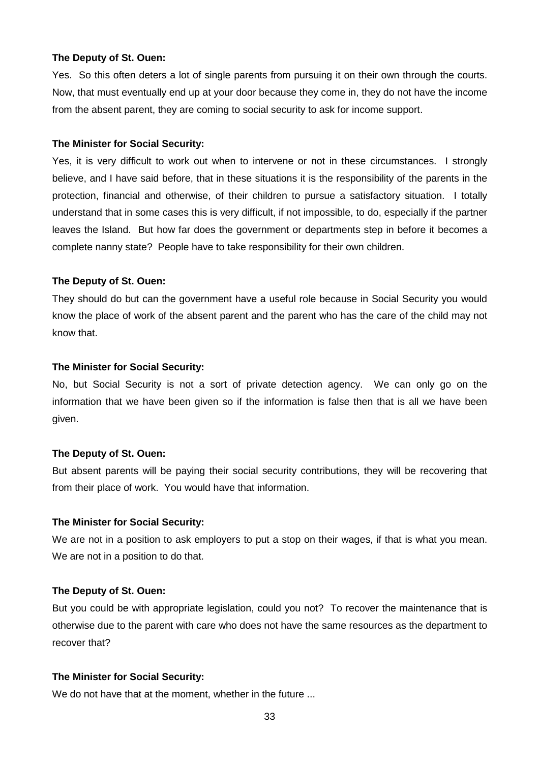**The Deputy of St. Ouen:**

Yes. So this often deters a lot of single parents from pursuing it on their own through the courts. Now, that must eventually end up at your door because they come in, they do not have the income from the absent parent, they are coming to social security to ask for income support.

**The Minister for Social Security:**

Yes, it is very difficult to work out when to intervene or not in these circumstances. I strongly believe, and I have said before, that in these situations it is the responsibility of the parents in the protection, financial and otherwise, of their children to pursue a satisfactory situation. I totally understand that in some cases this is very difficult, if not impossible, to do, especially if the partner leaves the Island. But how far does the government or departments step in before it becomes a complete nanny state? People have to take responsibility for their own children.

**The Deputy of St. Ouen:**

They should do but can the government have a useful role because in Social Security you would know the place of work of the absent parent and the parent who has the care of the child may not know that.

**The Minister for Social Security:**

No, but Social Security is not a sort of private detection agency. We can only go on the information that we have been given so if the information is false then that is all we have been given.

**The Deputy of St. Ouen:**

But absent parents will be paying their social security contributions, they will be recovering that from their place of work. You would have that information.

**The Minister for Social Security:**

We are not in a position to ask employers to put a stop on their wages, if that is what you mean. We are not in a position to do that.

**The Deputy of St. Ouen:**

But you could be with appropriate legislation, could you not? To recover the maintenance that is otherwise due to the parent with care who does not have the same resources as the department to recover that?

**The Minister for Social Security:**

We do not have that at the moment, whether in the future ...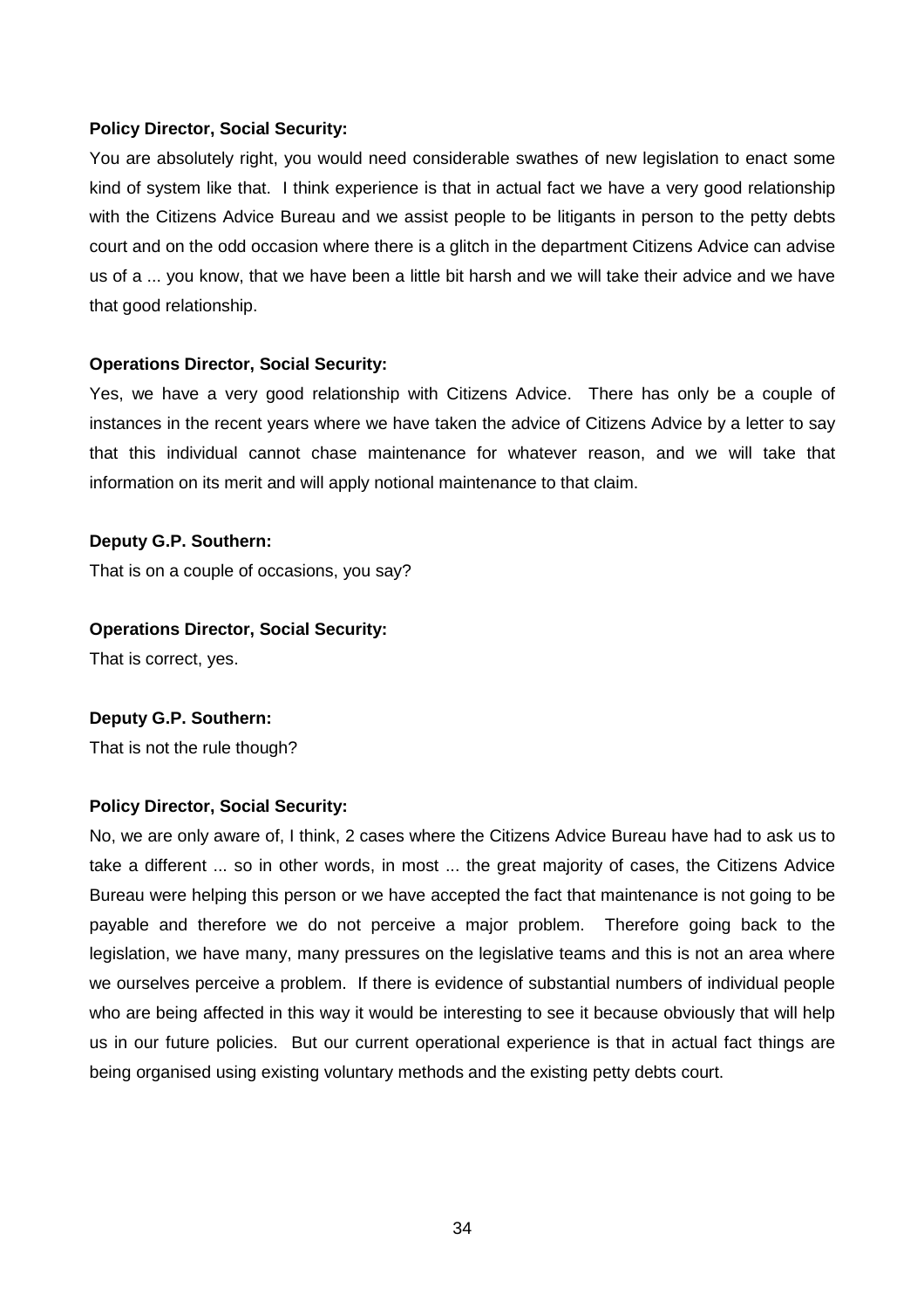**Policy Director, Social Security:**

You are absolutely right, you would need considerable swathes of new legislation to enact some kind of system like that. I think experience is that in actual fact we have a very good relationship with the Citizens Advice Bureau and we assist people to be litigants in person to the petty debts court and on the odd occasion where there is a glitch in the department Citizens Advice can advise us of a ... you know, that we have been a little bit harsh and we will take their advice and we have that good relationship.

**Operations Director, Social Security:**

Yes, we have a very good relationship with Citizens Advice. There has only be a couple of instances in the recent years where we have taken the advice of Citizens Advice by a letter to say that this individual cannot chase maintenance for whatever reason, and we will take that information on its merit and will apply notional maintenance to that claim.

**Deputy G.P. Southern:**

That is on a couple of occasions, you say?

**Operations Director, Social Security:**

That is correct, yes.

**Deputy G.P. Southern:**

That is not the rule though?

**Policy Director, Social Security:**

No, we are only aware of, I think, 2 cases where the Citizens Advice Bureau have had to ask us to take a different ... so in other words, in most ... the great majority of cases, the Citizens Advice Bureau were helping this person or we have accepted the fact that maintenance is not going to be payable and therefore we do not perceive a major problem. Therefore going back to the legislation, we have many, many pressures on the legislative teams and this is not an area where we ourselves perceive a problem. If there is evidence of substantial numbers of individual people who are being affected in this way it would be interesting to see it because obviously that will help us in our future policies. But our current operational experience is that in actual fact things are being organised using existing voluntary methods and the existing petty debts court.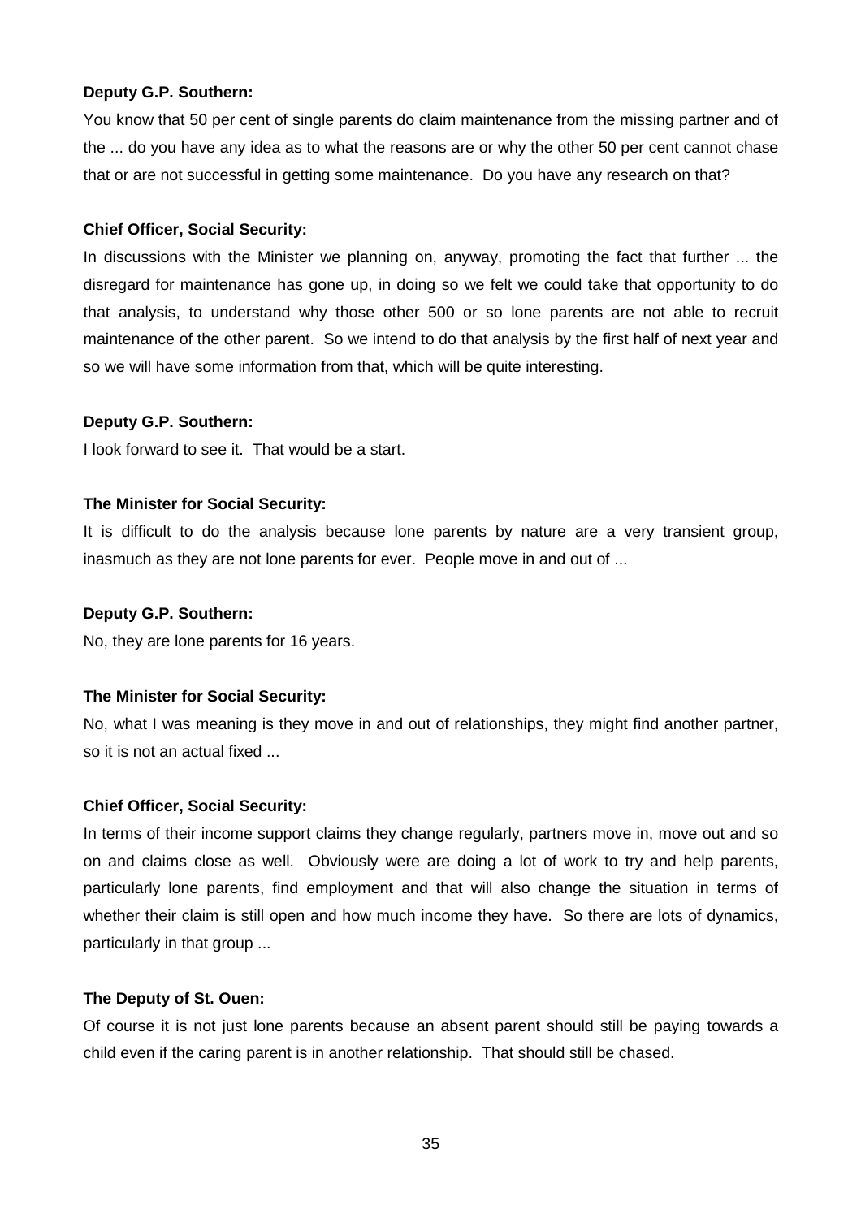**Deputy G.P. Southern:**

You know that 50 per cent of single parents do claim maintenance from the missing partner and of the ... do you have any idea as to what the reasons are or why the other 50 per cent cannot chase that or are not successful in getting some maintenance. Do you have any research on that?

**Chief Officer, Social Security:**

In discussions with the Minister we planning on, anyway, promoting the fact that further ... the disregard for maintenance has gone up, in doing so we felt we could take that opportunity to do that analysis, to understand why those other 500 or so lone parents are not able to recruit maintenance of the other parent. So we intend to do that analysis by the first half of next year and so we will have some information from that, which will be quite interesting.

**Deputy G.P. Southern:**

I look forward to see it. That would be a start.

**The Minister for Social Security:**

It is difficult to do the analysis because lone parents by nature are a very transient group, inasmuch as they are not lone parents for ever. People move in and out of ...

**Deputy G.P. Southern:**

No, they are lone parents for 16 years.

**The Minister for Social Security:**

No, what I was meaning is they move in and out of relationships, they might find another partner, so it is not an actual fixed ...

**Chief Officer, Social Security:**

In terms of their income support claims they change regularly, partners move in, move out and so on and claims close as well. Obviously were are doing a lot of work to try and help parents, particularly lone parents, find employment and that will also change the situation in terms of whether their claim is still open and how much income they have. So there are lots of dynamics, particularly in that group ...

**The Deputy of St. Ouen:**

Of course it is not just lone parents because an absent parent should still be paying towards a child even if the caring parent is in another relationship. That should still be chased.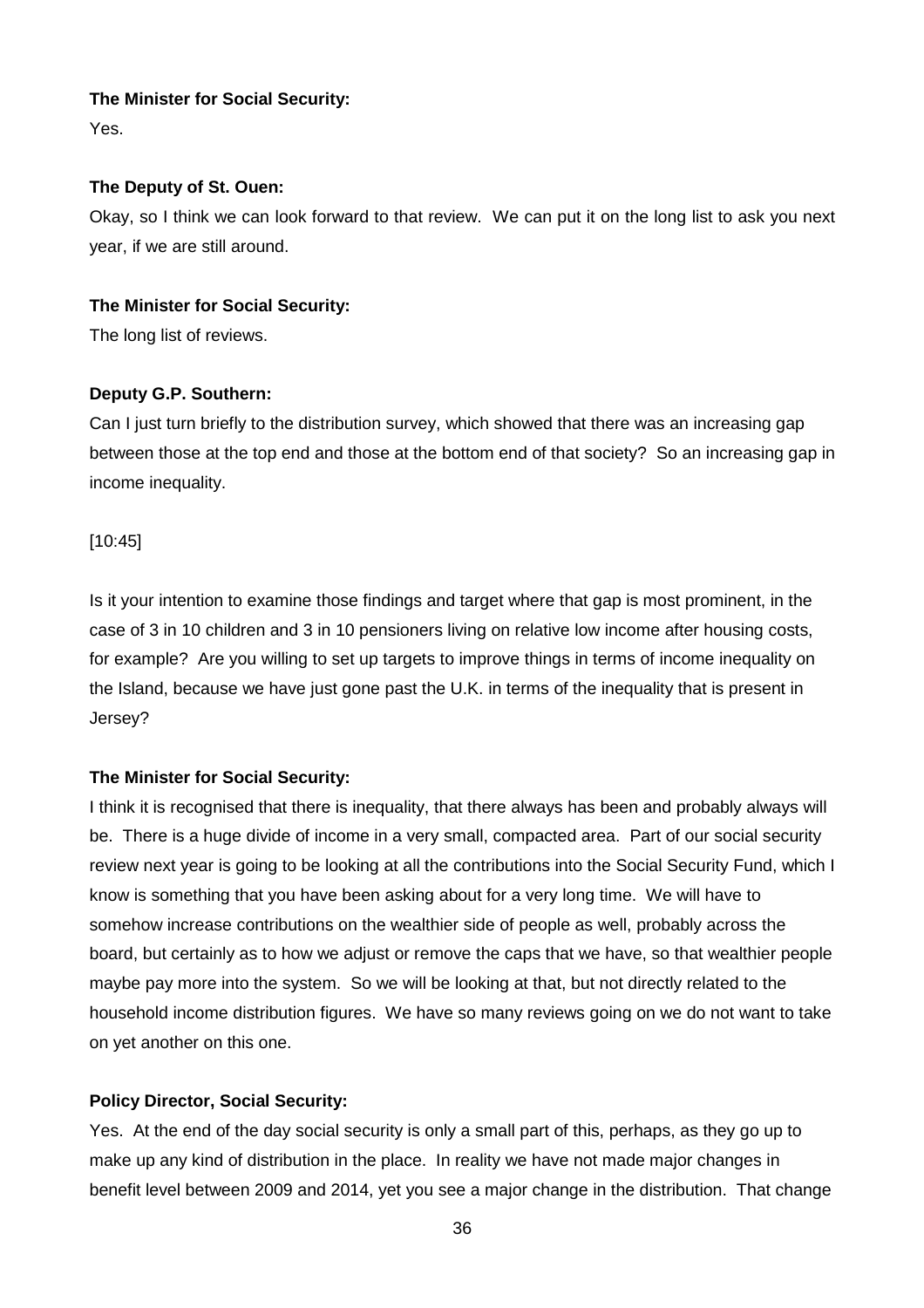**The Minister for Social Security:**

Yes.

**The Deputy of St. Ouen:**

Okay, so I think we can look forward to that review. We can put it on the long list to ask you next year, if we are still around.

**The Minister for Social Security:**

The long list of reviews.

**Deputy G.P. Southern:**

Can I just turn briefly to the distribution survey, which showed that there was an increasing gap between those at the top end and those at the bottom end of that society? So an increasing gap in income inequality.

[10:45]

Is it your intention to examine those findings and target where that gap is most prominent, in the case of 3 in 10 children and 3 in 10 pensioners living on relative low income after housing costs, for example? Are you willing to set up targets to improve things in terms of income inequality on the Island, because we have just gone past the U.K. in terms of the inequality that is present in Jersey?

**The Minister for Social Security:**

I think it is recognised that there is inequality, that there always has been and probably always will be. There is a huge divide of income in a very small, compacted area. Part of our social security review next year is going to be looking at all the contributions into the Social Security Fund, which I know is something that you have been asking about for a very long time. We will have to somehow increase contributions on the wealthier side of people as well, probably across the board, but certainly as to how we adjust or remove the caps that we have, so that wealthier people maybe pay more into the system. So we will be looking at that, but not directly related to the household income distribution figures. We have so many reviews going on we do not want to take on yet another on this one.

**Policy Director, Social Security:**

Yes. At the end of the day social security is only a small part of this, perhaps, as they go up to make up any kind of distribution in the place. In reality we have not made major changes in benefit level between 2009 and 2014, yet you see a major change in the distribution. That change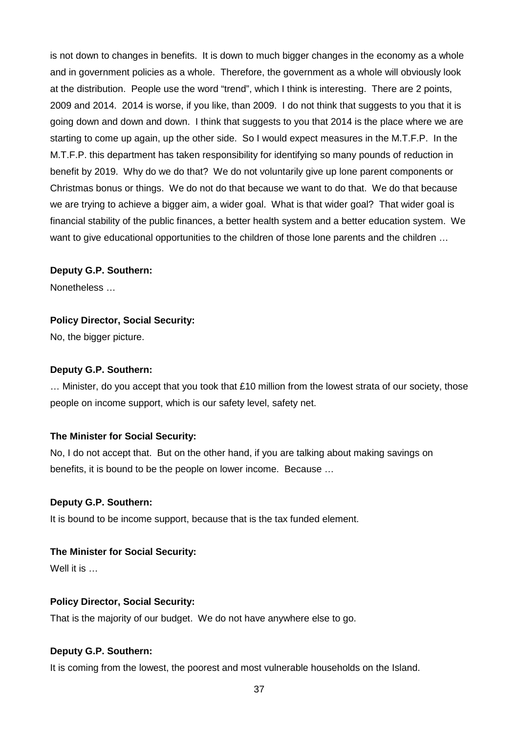is not down to changes in benefits. It is down to much bigger changes in the economy as a whole and in government policies as a whole. Therefore, the government as a whole will obviously look at the distribution. People use the word "trend", which I think is interesting. There are 2 points, 2009 and 2014. 2014 is worse, if you like, than 2009. I do not think that suggests to you that it is going down and down and down. I think that suggests to you that 2014 is the place where we are starting to come up again, up the other side. So I would expect measures in the M.T.F.P. In the M.T.F.P. this department has taken responsibility for identifying so many pounds of reduction in benefit by 2019. Why do we do that? We do not voluntarily give up lone parent components or Christmas bonus or things. We do not do that because we want to do that. We do that because we are trying to achieve a bigger aim, a wider goal. What is that wider goal? That wider goal is financial stability of the public finances, a better health system and a better education system. We want to give educational opportunities to the children of those lone parents and the children …

**Deputy G.P. Southern:**

Nonetheless …

**Policy Director, Social Security:**

No, the bigger picture.

**Deputy G.P. Southern:**

… Minister, do you accept that you took that £10 million from the lowest strata of our society, those people on income support, which is our safety level, safety net.

**The Minister for Social Security:**

No, I do not accept that. But on the other hand, if you are talking about making savings on benefits, it is bound to be the people on lower income. Because …

**Deputy G.P. Southern:**

It is bound to be income support, because that is the tax funded element.

**The Minister for Social Security:**

Well it is …

**Policy Director, Social Security:**

That is the majority of our budget. We do not have anywhere else to go.

**Deputy G.P. Southern:**

It is coming from the lowest, the poorest and most vulnerable households on the Island.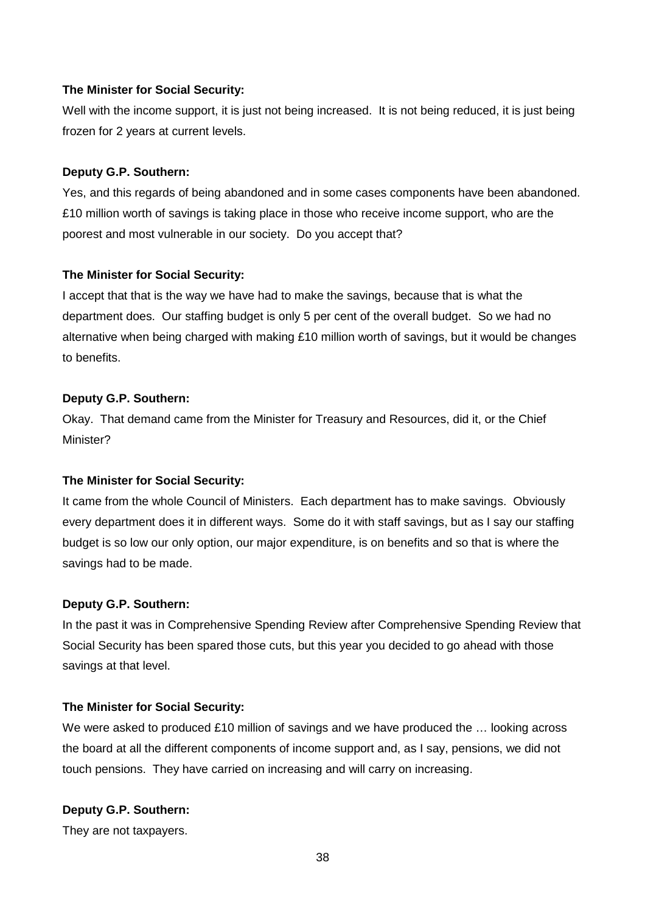**The Minister for Social Security:**

Well with the income support, it is just not being increased. It is not being reduced, it is just being frozen for 2 years at current levels.

**Deputy G.P. Southern:**

Yes, and this regards of being abandoned and in some cases components have been abandoned. £10 million worth of savings is taking place in those who receive income support, who are the poorest and most vulnerable in our society. Do you accept that?

**The Minister for Social Security:**

I accept that that is the way we have had to make the savings, because that is what the department does. Our staffing budget is only 5 per cent of the overall budget. So we had no alternative when being charged with making £10 million worth of savings, but it would be changes to benefits.

**Deputy G.P. Southern:**

Okay. That demand came from the Minister for Treasury and Resources, did it, or the Chief Minister?

**The Minister for Social Security:**

It came from the whole Council of Ministers. Each department has to make savings. Obviously every department does it in different ways. Some do it with staff savings, but as I say our staffing budget is so low our only option, our major expenditure, is on benefits and so that is where the savings had to be made.

**Deputy G.P. Southern:**

In the past it was in Comprehensive Spending Review after Comprehensive Spending Review that Social Security has been spared those cuts, but this year you decided to go ahead with those savings at that level.

**The Minister for Social Security:**

We were asked to produced £10 million of savings and we have produced the … looking across the board at all the different components of income support and, as I say, pensions, we did not touch pensions. They have carried on increasing and will carry on increasing.

**Deputy G.P. Southern:**

They are not taxpayers.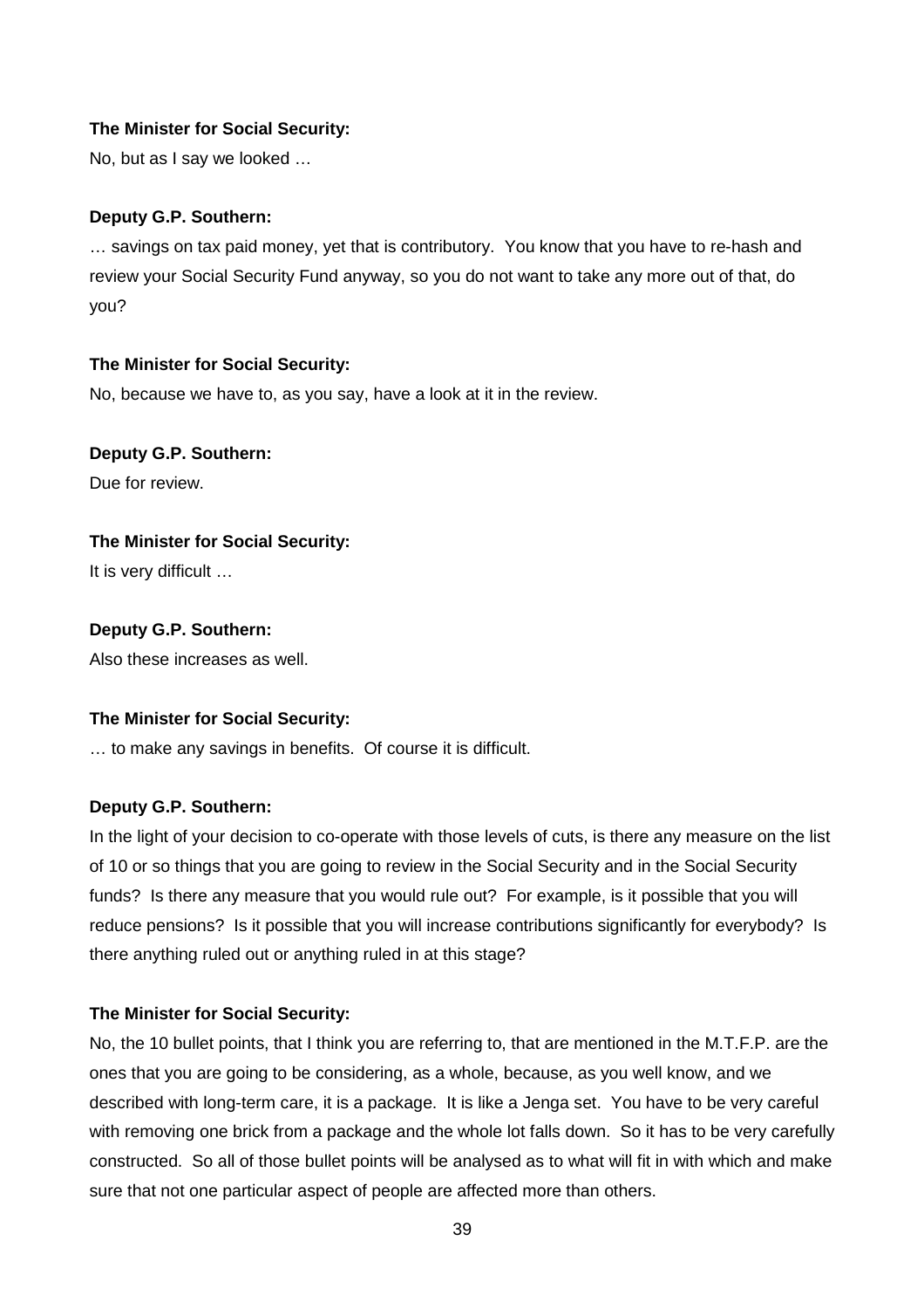**The Minister for Social Security:**

No, but as I say we looked …

**Deputy G.P. Southern:**

… savings on tax paid money, yet that is contributory. You know that you have to re-hash and review your Social Security Fund anyway, so you do not want to take any more out of that, do you?

**The Minister for Social Security:**

No, because we have to, as you say, have a look at it in the review.

**Deputy G.P. Southern:**

Due for review.

**The Minister for Social Security:**

It is very difficult …

**Deputy G.P. Southern:**

Also these increases as well.

**The Minister for Social Security:**

… to make any savings in benefits. Of course it is difficult.

**Deputy G.P. Southern:**

In the light of your decision to co-operate with those levels of cuts, is there any measure on the list of 10 or so things that you are going to review in the Social Security and in the Social Security funds? Is there any measure that you would rule out? For example, is it possible that you will reduce pensions? Is it possible that you will increase contributions significantly for everybody? Is there anything ruled out or anything ruled in at this stage?

**The Minister for Social Security:**

No, the 10 bullet points, that I think you are referring to, that are mentioned in the M.T.F.P. are the ones that you are going to be considering, as a whole, because, as you well know, and we described with long-term care, it is a package. It is like a Jenga set. You have to be very careful with removing one brick from a package and the whole lot falls down. So it has to be very carefully constructed. So all of those bullet points will be analysed as to what will fit in with which and make sure that not one particular aspect of people are affected more than others.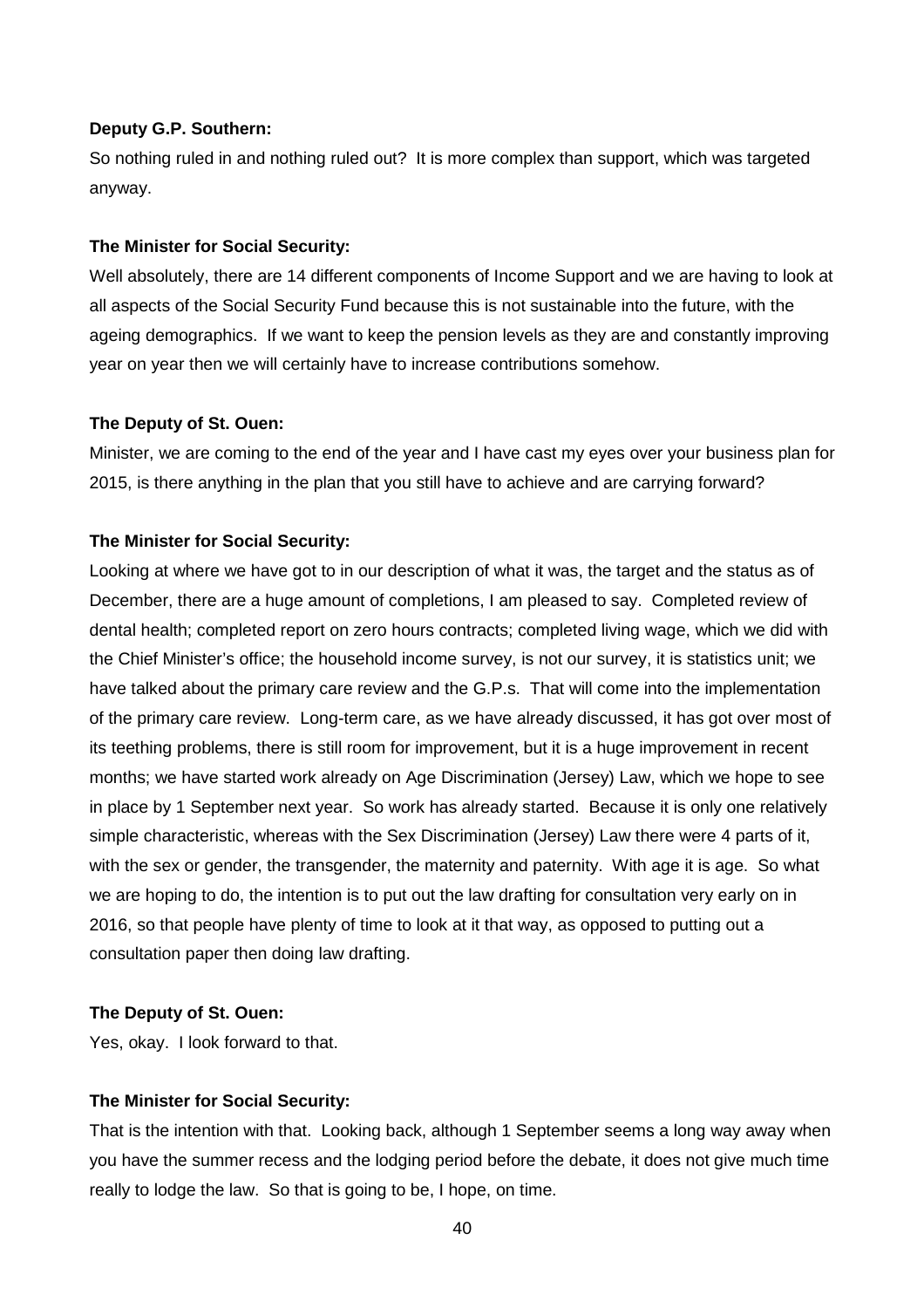**Deputy G.P. Southern:**

So nothing ruled in and nothing ruled out? It is more complex than support, which was targeted anyway.

**The Minister for Social Security:**

Well absolutely, there are 14 different components of Income Support and we are having to look at all aspects of the Social Security Fund because this is not sustainable into the future, with the ageing demographics. If we want to keep the pension levels as they are and constantly improving year on year then we will certainly have to increase contributions somehow.

**The Deputy of St. Ouen:**

Minister, we are coming to the end of the year and I have cast my eyes over your business plan for 2015, is there anything in the plan that you still have to achieve and are carrying forward?

**The Minister for Social Security:**

Looking at where we have got to in our description of what it was, the target and the status as of December, there are a huge amount of completions, I am pleased to say. Completed review of dental health; completed report on zero hours contracts; completed living wage, which we did with the Chief Minister's office; the household income survey, is not our survey, it is statistics unit; we have talked about the primary care review and the G.P.s. That will come into the implementation of the primary care review. Long-term care, as we have already discussed, it has got over most of its teething problems, there is still room for improvement, but it is a huge improvement in recent months; we have started work already on Age Discrimination (Jersey) Law, which we hope to see in place by 1 September next year. So work has already started. Because it is only one relatively simple characteristic, whereas with the Sex Discrimination (Jersey) Law there were 4 parts of it, with the sex or gender, the transgender, the maternity and paternity. With age it is age. So what we are hoping to do, the intention is to put out the law drafting for consultation very early on in 2016, so that people have plenty of time to look at it that way, as opposed to putting out a consultation paper then doing law drafting.

**The Deputy of St. Ouen:**

Yes, okay. I look forward to that.

**The Minister for Social Security:**

That is the intention with that. Looking back, although 1 September seems a long way away when you have the summer recess and the lodging period before the debate, it does not give much time really to lodge the law. So that is going to be, I hope, on time.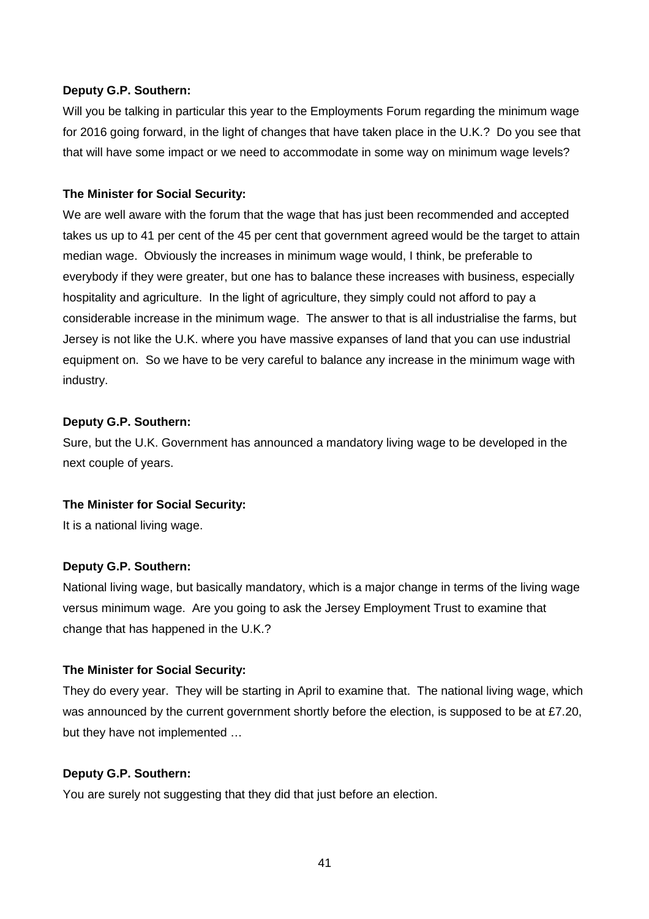**Deputy G.P. Southern:**

Will you be talking in particular this year to the Employments Forum regarding the minimum wage for 2016 going forward, in the light of changes that have taken place in the U.K.? Do you see that that will have some impact or we need to accommodate in some way on minimum wage levels?

**The Minister for Social Security:**

We are well aware with the forum that the wage that has just been recommended and accepted takes us up to 41 per cent of the 45 per cent that government agreed would be the target to attain median wage. Obviously the increases in minimum wage would, I think, be preferable to everybody if they were greater, but one has to balance these increases with business, especially hospitality and agriculture. In the light of agriculture, they simply could not afford to pay a considerable increase in the minimum wage. The answer to that is all industrialise the farms, but Jersey is not like the U.K. where you have massive expanses of land that you can use industrial equipment on. So we have to be very careful to balance any increase in the minimum wage with industry.

**Deputy G.P. Southern:**

Sure, but the U.K. Government has announced a mandatory living wage to be developed in the next couple of years.

**The Minister for Social Security:**

It is a national living wage.

**Deputy G.P. Southern:**

National living wage, but basically mandatory, which is a major change in terms of the living wage versus minimum wage. Are you going to ask the Jersey Employment Trust to examine that change that has happened in the U.K.?

**The Minister for Social Security:**

They do every year. They will be starting in April to examine that. The national living wage, which was announced by the current government shortly before the election, is supposed to be at £7.20, but they have not implemented …

**Deputy G.P. Southern:**

You are surely not suggesting that they did that just before an election.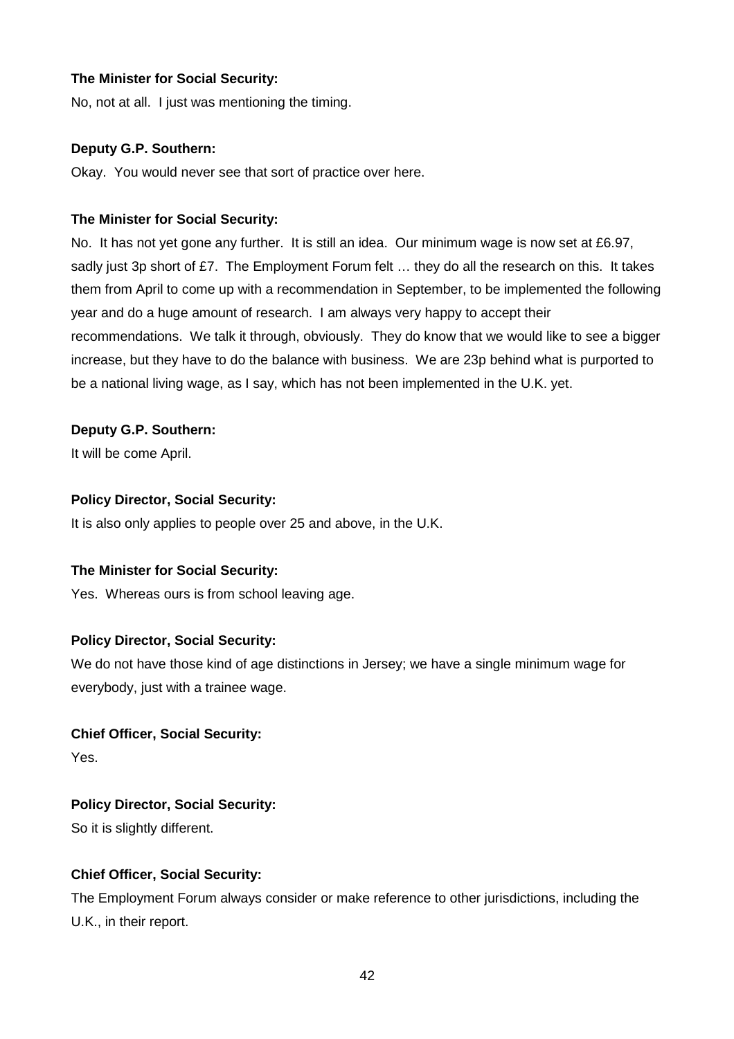**The Minister for Social Security:**

No, not at all. I just was mentioning the timing.

**Deputy G.P. Southern:**

Okay. You would never see that sort of practice over here.

**The Minister for Social Security:**

No. It has not yet gone any further. It is still an idea. Our minimum wage is now set at £6.97, sadly just 3p short of £7. The Employment Forum felt … they do all the research on this. It takes them from April to come up with a recommendation in September, to be implemented the following year and do a huge amount of research. I am always very happy to accept their recommendations. We talk it through, obviously. They do know that we would like to see a bigger increase, but they have to do the balance with business. We are 23p behind what is purported to be a national living wage, as I say, which has not been implemented in the U.K. yet.

**Deputy G.P. Southern:**

It will be come April.

**Policy Director, Social Security:**

It is also only applies to people over 25 and above, in the U.K.

**The Minister for Social Security:**

Yes. Whereas ours is from school leaving age.

**Policy Director, Social Security:**

We do not have those kind of age distinctions in Jersey; we have a single minimum wage for everybody, just with a trainee wage.

**Chief Officer, Social Security:**

Yes.

**Policy Director, Social Security:**

So it is slightly different.

**Chief Officer, Social Security:**

The Employment Forum always consider or make reference to other jurisdictions, including the U.K., in their report.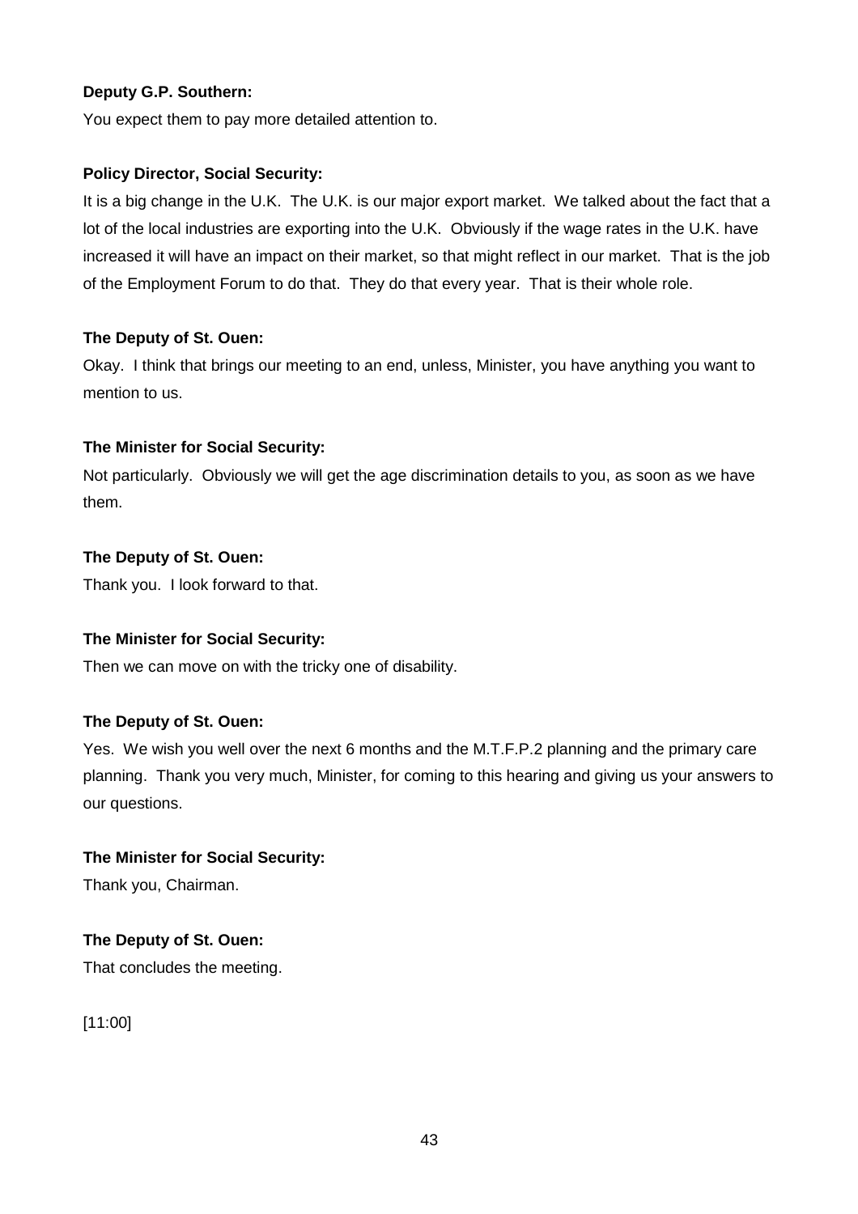**Deputy G.P. Southern:**

You expect them to pay more detailed attention to.

**Policy Director, Social Security:**

It is a big change in the U.K. The U.K. is our major export market. We talked about the fact that a lot of the local industries are exporting into the U.K. Obviously if the wage rates in the U.K. have increased it will have an impact on their market, so that might reflect in our market. That is the job of the Employment Forum to do that. They do that every year. That is their whole role.

**The Deputy of St. Ouen:**

Okay. I think that brings our meeting to an end, unless, Minister, you have anything you want to mention to us.

**The Minister for Social Security:**

Not particularly. Obviously we will get the age discrimination details to you, as soon as we have them.

**The Deputy of St. Ouen:**

Thank you. I look forward to that.

**The Minister for Social Security:**

Then we can move on with the tricky one of disability.

**The Deputy of St. Ouen:**

Yes. We wish you well over the next 6 months and the M.T.F.P.2 planning and the primary care planning. Thank you very much, Minister, for coming to this hearing and giving us your answers to our questions.

**The Minister for Social Security:**

Thank you, Chairman.

**The Deputy of St. Ouen:**

That concludes the meeting.

[11:00]